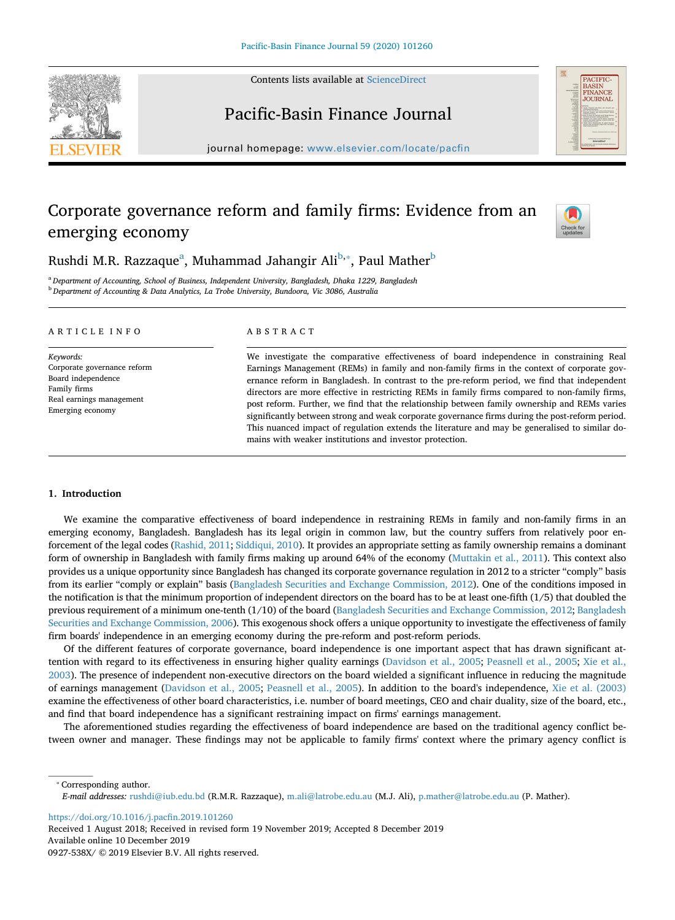# Corporate governance reform and family firms: Evidence from an emerging economy

Rushdi M.R. Razzaque[a], Muhammad Jahangir Ali[b,*], Paul Mather[b]

[a] Department of Accounting, School of Business, Independent University, Bangladesh, Dhaka 1229, Bangladesh

[b] Department of Accounting & Data Analytics, La Trobe University, Bundoora, Vic 3086, Australia

**ARTICLE INFO**

*Keywords:*
Corporate governance reform
Board independence
Family firms
Real earnings management
Emerging economy

**ABSTRACT**

We investigate the comparative effectiveness of board independence in constraining Real Earnings Management (REMs) in family and non-family firms in the context of corporate governance reform in Bangladesh. In contrast to the pre-reform period, we find that independent directors are more effective in restricting REMs in family firms compared to non-family firms, post reform. Further, we find that the relationship between family ownership and REMs varies significantly between strong and weak corporate governance firms during the post-reform period. This nuanced impact of regulation extends the literature and may be generalised to similar domains with weaker institutions and investor protection.

## 1. Introduction

We examine the comparative effectiveness of board independence in restraining REMs in family and non-family firms in an emerging economy, Bangladesh. Bangladesh has its legal origin in common law, but the country suffers from relatively poor enforcement of the legal codes (Rashid, 2011; Siddiqui, 2010). It provides an appropriate setting as family ownership remains a dominant form of ownership in Bangladesh with family firms making up around 64% of the economy (Muttakin et al., 2011). This context also provides us a unique opportunity since Bangladesh has changed its corporate governance regulation in 2012 to a stricter "comply" basis from its earlier "comply or explain" basis (Bangladesh Securities and Exchange Commission, 2012). One of the conditions imposed in the notification is that the minimum proportion of independent directors on the board has to be at least one-fifth (1/5) that doubled the previous requirement of a minimum one-tenth (1/10) of the board (Bangladesh Securities and Exchange Commission, 2012; Bangladesh Securities and Exchange Commission, 2006). This exogenous shock offers a unique opportunity to investigate the effectiveness of family firm boards' independence in an emerging economy during the pre-reform and post-reform periods.

Of the different features of corporate governance, board independence is one important aspect that has drawn significant attention with regard to its effectiveness in ensuring higher quality earnings (Davidson et al., 2005; Peasnell et al., 2005; Xie et al., 2003). The presence of independent non-executive directors on the board wielded a significant influence in reducing the magnitude of earnings management (Davidson et al., 2005; Peasnell et al., 2005). In addition to the board's independence, Xie et al. (2003) examine the effectiveness of other board characteristics, i.e. number of board meetings, CEO and chair duality, size of the board, etc., and find that board independence has a significant restraining impact on firms' earnings management.

The aforementioned studies regarding the effectiveness of board independence are based on the traditional agency conflict between owner and manager. These findings may not be applicable to family firms' context where the primary agency conflict is

---

* Corresponding author.
*E-mail addresses:* rushdi@iub.edu.bd (R.M.R. Razzaque), m.ali@latrobe.edu.au (M.J. Ali), p.mather@latrobe.edu.au (P. Mather).

https://doi.org/10.1016/j.pacfin.2019.101260
Received 1 August 2018; Received in revised form 19 November 2019; Accepted 8 December 2019
Available online 10 December 2019
0927-538X/ © 2019 Elsevier B.V. All rights reserved.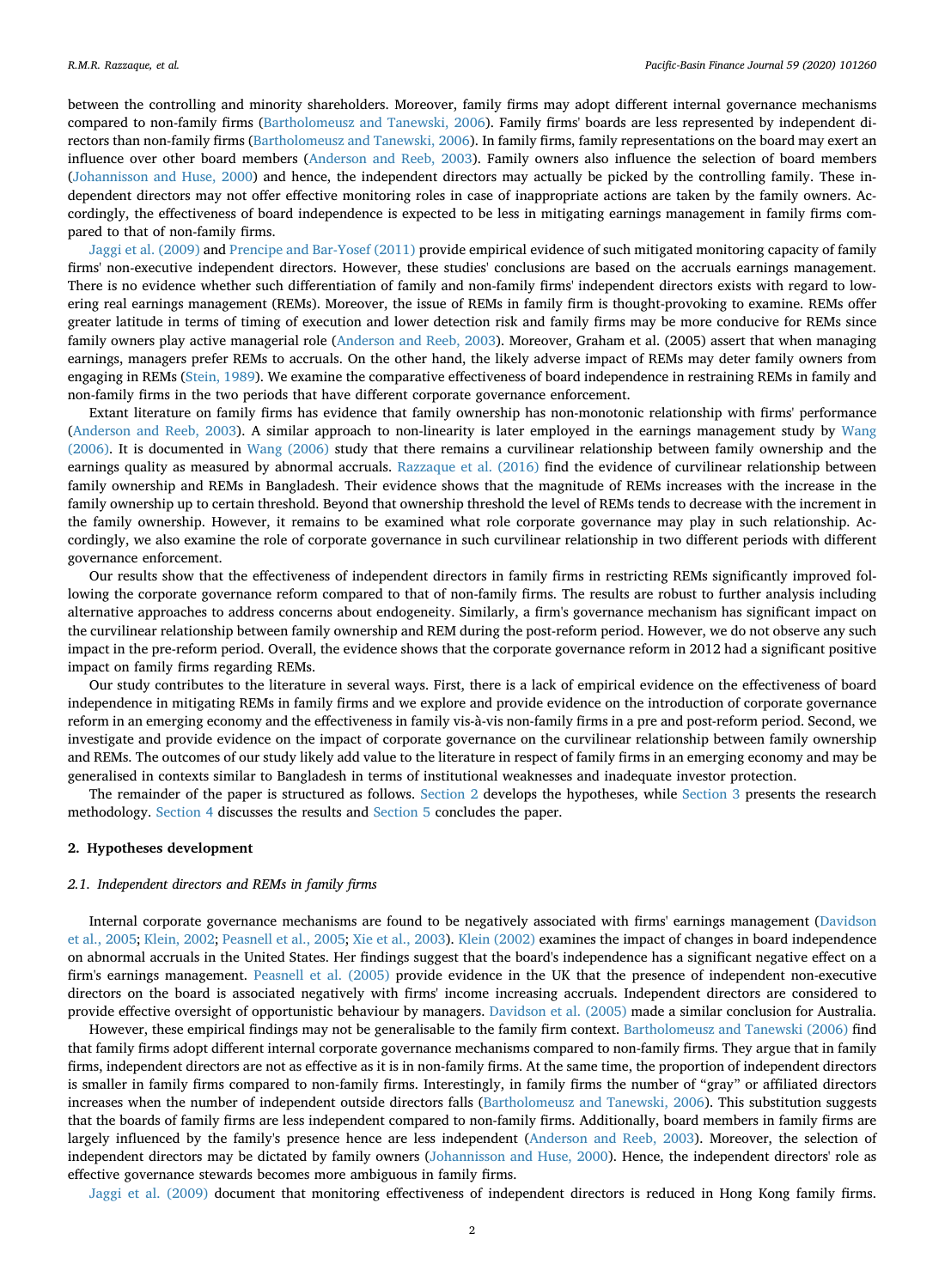between the controlling and minority shareholders. Moreover, family firms may adopt different internal governance mechanisms compared to non-family firms (Bartholomeusz and Tanewski, 2006). Family firms' boards are less represented by independent directors than non-family firms (Bartholomeusz and Tanewski, 2006). In family firms, family representations on the board may exert an influence over other board members (Anderson and Reeb, 2003). Family owners also influence the selection of board members (Johannisson and Huse, 2000) and hence, the independent directors may actually be picked by the controlling family. These independent directors may not offer effective monitoring roles in case of inappropriate actions are taken by the family owners. Accordingly, the effectiveness of board independence is expected to be less in mitigating earnings management in family firms compared to that of non-family firms.

Jaggi et al. (2009) and Prencipe and Bar-Yosef (2011) provide empirical evidence of such mitigated monitoring capacity of family firms' non-executive independent directors. However, these studies' conclusions are based on the accruals earnings management. There is no evidence whether such differentiation of family and non-family firms' independent directors exists with regard to lowering real earnings management (REMs). Moreover, the issue of REMs in family firm is thought-provoking to examine. REMs offer greater latitude in terms of timing of execution and lower detection risk and family firms may be more conducive for REMs since family owners play active managerial role (Anderson and Reeb, 2003). Moreover, Graham et al. (2005) assert that when managing earnings, managers prefer REMs to accruals. On the other hand, the likely adverse impact of REMs may deter family owners from engaging in REMs (Stein, 1989). We examine the comparative effectiveness of board independence in restraining REMs in family and non-family firms in the two periods that have different corporate governance enforcement.

Extant literature on family firms has evidence that family ownership has non-monotonic relationship with firms' performance (Anderson and Reeb, 2003). A similar approach to non-linearity is later employed in the earnings management study by Wang (2006). It is documented in Wang (2006) study that there remains a curvilinear relationship between family ownership and the earnings quality as measured by abnormal accruals. Razzaque et al. (2016) find the evidence of curvilinear relationship between family ownership and REMs in Bangladesh. Their evidence shows that the magnitude of REMs increases with the increase in the family ownership up to certain threshold. Beyond that ownership threshold the level of REMs tends to decrease with the increment in the family ownership. However, it remains to be examined what role corporate governance may play in such relationship. Accordingly, we also examine the role of corporate governance in such curvilinear relationship in two different periods with different governance enforcement.

Our results show that the effectiveness of independent directors in family firms in restricting REMs significantly improved following the corporate governance reform compared to that of non-family firms. The results are robust to further analysis including alternative approaches to address concerns about endogeneity. Similarly, a firm's governance mechanism has significant impact on the curvilinear relationship between family ownership and REM during the post-reform period. However, we do not observe any such impact in the pre-reform period. Overall, the evidence shows that the corporate governance reform in 2012 had a significant positive impact on family firms regarding REMs.

Our study contributes to the literature in several ways. First, there is a lack of empirical evidence on the effectiveness of board independence in mitigating REMs in family firms and we explore and provide evidence on the introduction of corporate governance reform in an emerging economy and the effectiveness in family vis-à-vis non-family firms in a pre and post-reform period. Second, we investigate and provide evidence on the impact of corporate governance on the curvilinear relationship between family ownership and REMs. The outcomes of our study likely add value to the literature in respect of family firms in an emerging economy and may be generalised in contexts similar to Bangladesh in terms of institutional weaknesses and inadequate investor protection.

The remainder of the paper is structured as follows. Section 2 develops the hypotheses, while Section 3 presents the research methodology. Section 4 discusses the results and Section 5 concludes the paper.

## 2. Hypotheses development

### 2.1. Independent directors and REMs in family firms

Internal corporate governance mechanisms are found to be negatively associated with firms' earnings management (Davidson et al., 2005; Klein, 2002; Peasnell et al., 2005; Xie et al., 2003). Klein (2002) examines the impact of changes in board independence on abnormal accruals in the United States. Her findings suggest that the board's independence has a significant negative effect on a firm's earnings management. Peasnell et al. (2005) provide evidence in the UK that the presence of independent non-executive directors on the board is associated negatively with firms' income increasing accruals. Independent directors are considered to provide effective oversight of opportunistic behaviour by managers. Davidson et al. (2005) made a similar conclusion for Australia.

However, these empirical findings may not be generalisable to the family firm context. Bartholomeusz and Tanewski (2006) find that family firms adopt different internal corporate governance mechanisms compared to non-family firms. They argue that in family firms, independent directors are not as effective as it is in non-family firms. At the same time, the proportion of independent directors is smaller in family firms compared to non-family firms. Interestingly, in family firms the number of "gray" or affiliated directors increases when the number of independent outside directors falls (Bartholomeusz and Tanewski, 2006). This substitution suggests that the boards of family firms are less independent compared to non-family firms. Additionally, board members in family firms are largely influenced by the family's presence hence are less independent (Anderson and Reeb, 2003). Moreover, the selection of independent directors may be dictated by family owners (Johannisson and Huse, 2000). Hence, the independent directors' role as effective governance stewards becomes more ambiguous in family firms.

Jaggi et al. (2009) document that monitoring effectiveness of independent directors is reduced in Hong Kong family firms.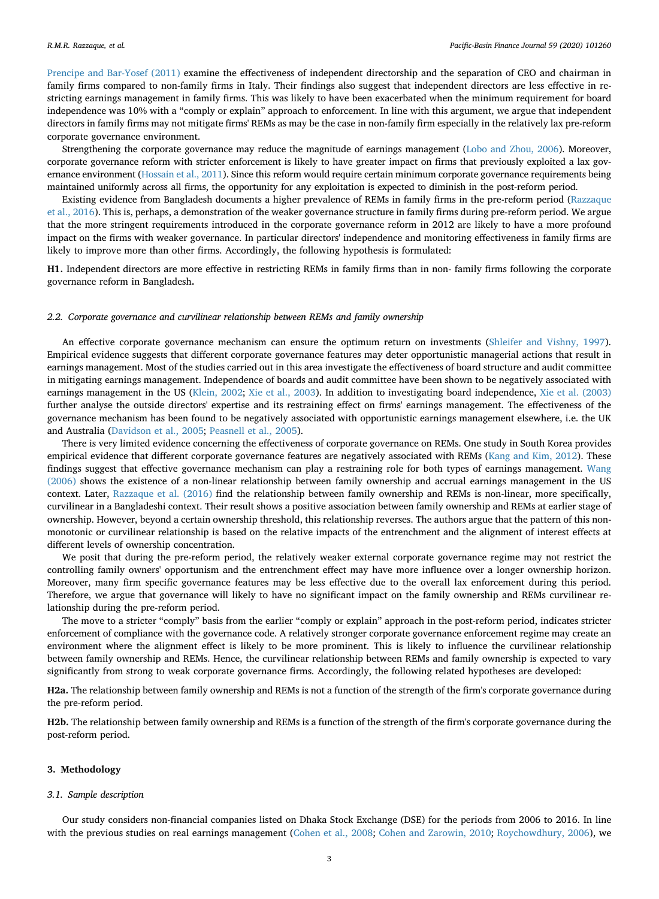Prencipe and Bar-Yosef (2011) examine the effectiveness of independent directorship and the separation of CEO and chairman in family firms compared to non-family firms in Italy. Their findings also suggest that independent directors are less effective in restricting earnings management in family firms. This was likely to have been exacerbated when the minimum requirement for board independence was 10% with a "comply or explain" approach to enforcement. In line with this argument, we argue that independent directors in family firms may not mitigate firms' REMs as may be the case in non-family firm especially in the relatively lax pre-reform corporate governance environment.

Strengthening the corporate governance may reduce the magnitude of earnings management (Lobo and Zhou, 2006). Moreover, corporate governance reform with stricter enforcement is likely to have greater impact on firms that previously exploited a lax governance environment (Hossain et al., 2011). Since this reform would require certain minimum corporate governance requirements being maintained uniformly across all firms, the opportunity for any exploitation is expected to diminish in the post-reform period.

Existing evidence from Bangladesh documents a higher prevalence of REMs in family firms in the pre-reform period (Razzaque et al., 2016). This is, perhaps, a demonstration of the weaker governance structure in family firms during pre-reform period. We argue that the more stringent requirements introduced in the corporate governance reform in 2012 are likely to have a more profound impact on the firms with weaker governance. In particular directors' independence and monitoring effectiveness in family firms are likely to improve more than other firms. Accordingly, the following hypothesis is formulated:

**H1.** Independent directors are more effective in restricting REMs in family firms than in non- family firms following the corporate governance reform in Bangladesh**.**

### *2.2. Corporate governance and curvilinear relationship between REMs and family ownership*

An effective corporate governance mechanism can ensure the optimum return on investments (Shleifer and Vishny, 1997). Empirical evidence suggests that different corporate governance features may deter opportunistic managerial actions that result in earnings management. Most of the studies carried out in this area investigate the effectiveness of board structure and audit committee in mitigating earnings management. Independence of boards and audit committee have been shown to be negatively associated with earnings management in the US (Klein, 2002; Xie et al., 2003). In addition to investigating board independence, Xie et al. (2003) further analyse the outside directors' expertise and its restraining effect on firms' earnings management. The effectiveness of the governance mechanism has been found to be negatively associated with opportunistic earnings management elsewhere, i.e. the UK and Australia (Davidson et al., 2005; Peasnell et al., 2005).

There is very limited evidence concerning the effectiveness of corporate governance on REMs. One study in South Korea provides empirical evidence that different corporate governance features are negatively associated with REMs (Kang and Kim, 2012). These findings suggest that effective governance mechanism can play a restraining role for both types of earnings management. Wang (2006) shows the existence of a non-linear relationship between family ownership and accrual earnings management in the US context. Later, Razzaque et al. (2016) find the relationship between family ownership and REMs is non-linear, more specifically, curvilinear in a Bangladeshi context. Their result shows a positive association between family ownership and REMs at earlier stage of ownership. However, beyond a certain ownership threshold, this relationship reverses. The authors argue that the pattern of this non-monotonic or curvilinear relationship is based on the relative impacts of the entrenchment and the alignment of interest effects at different levels of ownership concentration.

We posit that during the pre-reform period, the relatively weaker external corporate governance regime may not restrict the controlling family owners' opportunism and the entrenchment effect may have more influence over a longer ownership horizon. Moreover, many firm specific governance features may be less effective due to the overall lax enforcement during this period. Therefore, we argue that governance will likely to have no significant impact on the family ownership and REMs curvilinear relationship during the pre-reform period.

The move to a stricter "comply" basis from the earlier "comply or explain" approach in the post-reform period, indicates stricter enforcement of compliance with the governance code. A relatively stronger corporate governance enforcement regime may create an environment where the alignment effect is likely to be more prominent. This is likely to influence the curvilinear relationship between family ownership and REMs. Hence, the curvilinear relationship between REMs and family ownership is expected to vary significantly from strong to weak corporate governance firms. Accordingly, the following related hypotheses are developed:

**H2a.** The relationship between family ownership and REMs is not a function of the strength of the firm's corporate governance during the pre-reform period.

**H2b.** The relationship between family ownership and REMs is a function of the strength of the firm's corporate governance during the post-reform period.

## 3. Methodology

### *3.1. Sample description*

Our study considers non-financial companies listed on Dhaka Stock Exchange (DSE) for the periods from 2006 to 2016. In line with the previous studies on real earnings management (Cohen et al., 2008; Cohen and Zarowin, 2010; Roychowdhury, 2006), we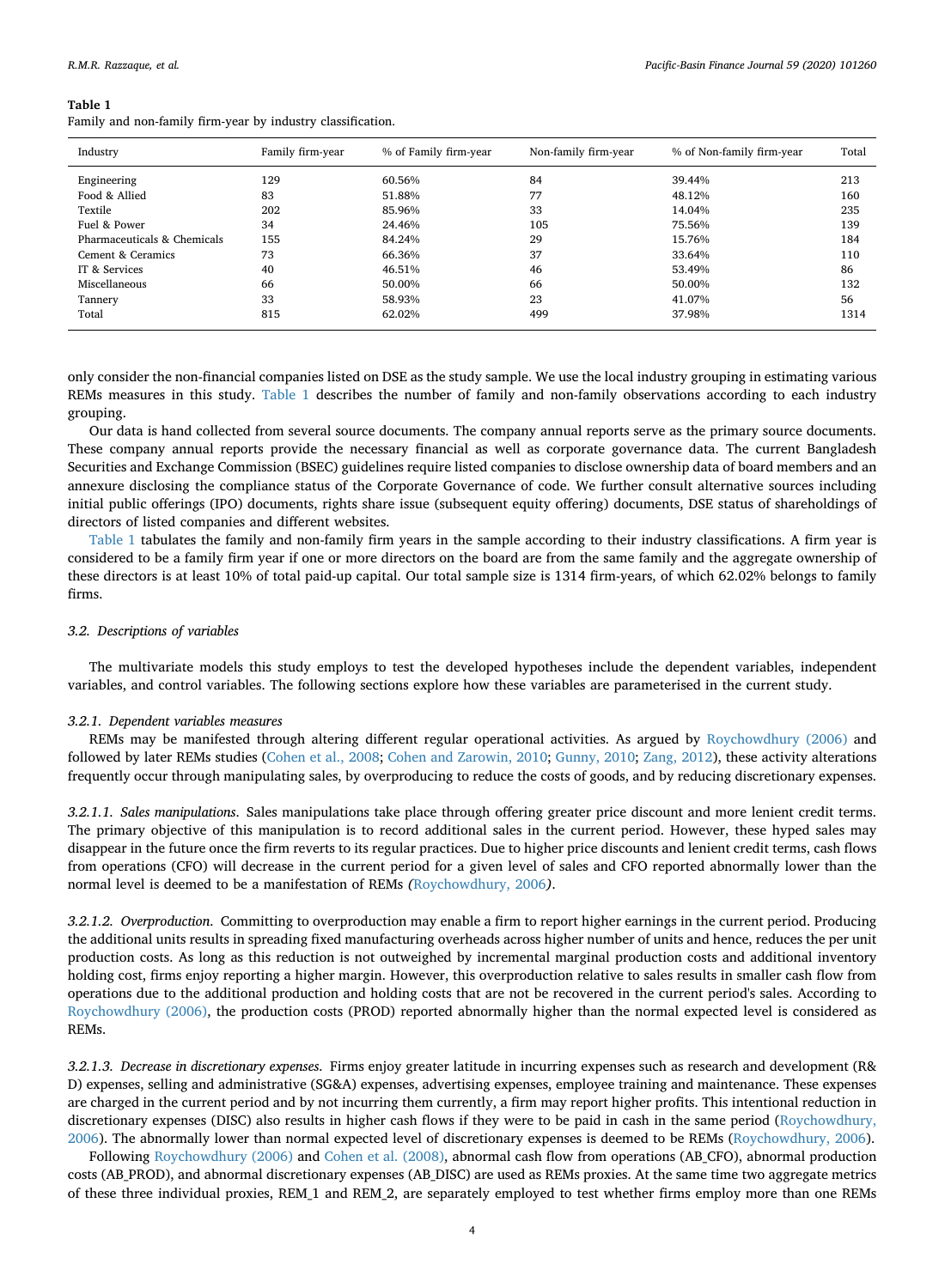**Table 1**
Family and non-family firm-year by industry classification.

| Industry | Family firm-year | % of Family firm-year | Non-family firm-year | % of Non-family firm-year | Total |
|---|---|---|---|---|---|
| Engineering | 129 | 60.56% | 84 | 39.44% | 213 |
| Food & Allied | 83 | 51.88% | 77 | 48.12% | 160 |
| Textile | 202 | 85.96% | 33 | 14.04% | 235 |
| Fuel & Power | 34 | 24.46% | 105 | 75.56% | 139 |
| Pharmaceuticals & Chemicals | 155 | 84.24% | 29 | 15.76% | 184 |
| Cement & Ceramics | 73 | 66.36% | 37 | 33.64% | 110 |
| IT & Services | 40 | 46.51% | 46 | 53.49% | 86 |
| Miscellaneous | 66 | 50.00% | 66 | 50.00% | 132 |
| Tannery | 33 | 58.93% | 23 | 41.07% | 56 |
| Total | 815 | 62.02% | 499 | 37.98% | 1314 |

only consider the non-financial companies listed on DSE as the study sample. We use the local industry grouping in estimating various REMs measures in this study. Table 1 describes the number of family and non-family observations according to each industry grouping.

Our data is hand collected from several source documents. The company annual reports serve as the primary source documents. These company annual reports provide the necessary financial as well as corporate governance data. The current Bangladesh Securities and Exchange Commission (BSEC) guidelines require listed companies to disclose ownership data of board members and an annexure disclosing the compliance status of the Corporate Governance of code. We further consult alternative sources including initial public offerings (IPO) documents, rights share issue (subsequent equity offering) documents, DSE status of shareholdings of directors of listed companies and different websites.

Table 1 tabulates the family and non-family firm years in the sample according to their industry classifications. A firm year is considered to be a family firm year if one or more directors on the board are from the same family and the aggregate ownership of these directors is at least 10% of total paid-up capital. Our total sample size is 1314 firm-years, of which 62.02% belongs to family firms.

### 3.2. Descriptions of variables

The multivariate models this study employs to test the developed hypotheses include the dependent variables, independent variables, and control variables. The following sections explore how these variables are parameterised in the current study.

#### 3.2.1. Dependent variables measures

REMs may be manifested through altering different regular operational activities. As argued by Roychowdhury (2006) and followed by later REMs studies (Cohen et al., 2008; Cohen and Zarowin, 2010; Gunny, 2010; Zang, 2012), these activity alterations frequently occur through manipulating sales, by overproducing to reduce the costs of goods, and by reducing discretionary expenses.

*3.2.1.1. Sales manipulations*. Sales manipulations take place through offering greater price discount and more lenient credit terms. The primary objective of this manipulation is to record additional sales in the current period. However, these hyped sales may disappear in the future once the firm reverts to its regular practices. Due to higher price discounts and lenient credit terms, cash flows from operations (CFO) will decrease in the current period for a given level of sales and CFO reported abnormally lower than the normal level is deemed to be a manifestation of REMs *(*Roychowdhury, 2006*)*.

*3.2.1.2. Overproduction*. Committing to overproduction may enable a firm to report higher earnings in the current period. Producing the additional units results in spreading fixed manufacturing overheads across higher number of units and hence, reduces the per unit production costs. As long as this reduction is not outweighed by incremental marginal production costs and additional inventory holding cost, firms enjoy reporting a higher margin. However, this overproduction relative to sales results in smaller cash flow from operations due to the additional production and holding costs that are not be recovered in the current period's sales. According to Roychowdhury (2006), the production costs (PROD) reported abnormally higher than the normal expected level is considered as REMs.

*3.2.1.3. Decrease in discretionary expenses*. Firms enjoy greater latitude in incurring expenses such as research and development (R&D) expenses, selling and administrative (SG&A) expenses, advertising expenses, employee training and maintenance. These expenses are charged in the current period and by not incurring them currently, a firm may report higher profits. This intentional reduction in discretionary expenses (DISC) also results in higher cash flows if they were to be paid in cash in the same period (Roychowdhury, 2006). The abnormally lower than normal expected level of discretionary expenses is deemed to be REMs (Roychowdhury, 2006).

Following Roychowdhury (2006) and Cohen et al. (2008), abnormal cash flow from operations (AB_CFO), abnormal production costs (AB_PROD), and abnormal discretionary expenses (AB_DISC) are used as REMs proxies. At the same time two aggregate metrics of these three individual proxies, REM_1 and REM_2, are separately employed to test whether firms employ more than one REMs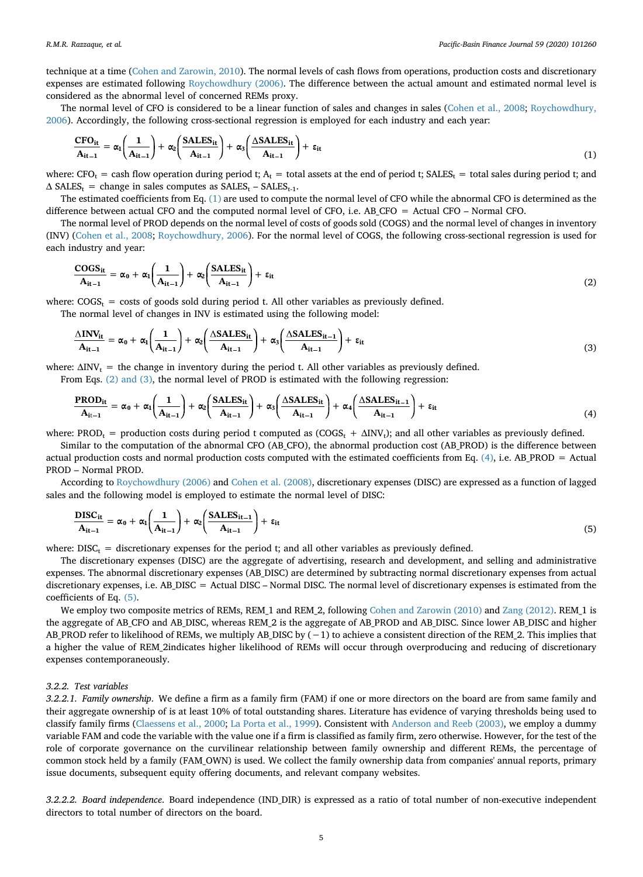technique at a time (Cohen and Zarowin, 2010). The normal levels of cash flows from operations, production costs and discretionary expenses are estimated following Roychowdhury (2006). The difference between the actual amount and estimated normal level is considered as the abnormal level of concerned REMs proxy.

The normal level of CFO is considered to be a linear function of sales and changes in sales (Cohen et al., 2008; Roychowdhury, 2006). Accordingly, the following cross-sectional regression is employed for each industry and each year:

$$\frac{\mathbf{CFO_{it}}}{\mathbf{A_{it-1}}} = \alpha_1\left(\frac{\mathbf{1}}{\mathbf{A_{it-1}}}\right) + \alpha_2\left(\frac{\mathbf{SALES_{it}}}{\mathbf{A_{it-1}}}\right) + \alpha_3\left(\frac{\mathbf{\Delta SALES_{it}}}{\mathbf{A_{it-1}}}\right) + \varepsilon_{it} \tag{1}$$

where: $CFO_t$ = cash flow operation during period t; $A_t$ = total assets at the end of period t; $SALES_t$ = total sales during period t; and $\Delta$ $SALES_t$ = change in sales computes as $SALES_t - SALES_{t-1}$.

The estimated coefficients from Eq. (1) are used to compute the normal level of CFO while the abnormal CFO is determined as the difference between actual CFO and the computed normal level of CFO, i.e. AB_CFO = Actual CFO – Normal CFO.

The normal level of PROD depends on the normal level of costs of goods sold (COGS) and the normal level of changes in inventory (INV) (Cohen et al., 2008; Roychowdhury, 2006). For the normal level of COGS, the following cross-sectional regression is used for each industry and year:

$$\frac{\mathbf{COGS_{it}}}{\mathbf{A_{it-1}}} = \alpha_0 + \alpha_1\left(\frac{\mathbf{1}}{\mathbf{A_{it-1}}}\right) + \alpha_2\left(\frac{\mathbf{SALES_{it}}}{\mathbf{A_{it-1}}}\right) + \varepsilon_{it} \tag{2}$$

where: $COGS_t$ = costs of goods sold during period t. All other variables as previously defined.

The normal level of changes in INV is estimated using the following model:

$$\frac{\mathbf{\Delta INV_{it}}}{\mathbf{A_{it-1}}} = \alpha_0 + \alpha_1\left(\frac{\mathbf{1}}{\mathbf{A_{it-1}}}\right) + \alpha_2\left(\frac{\mathbf{\Delta SALES_{it}}}{\mathbf{A_{it-1}}}\right) + \alpha_3\left(\frac{\mathbf{\Delta SALES_{it-1}}}{\mathbf{A_{it-1}}}\right) + \varepsilon_{it} \tag{3}$$

where: $\Delta INV_t$ = the change in inventory during the period t. All other variables as previously defined.

From Eqs. (2) and (3), the normal level of PROD is estimated with the following regression:

$$\frac{\mathbf{PROD_{it}}}{\mathbf{A_{it-1}}} = \alpha_0 + \alpha_1\left(\frac{\mathbf{1}}{\mathbf{A_{it-1}}}\right) + \alpha_2\left(\frac{\mathbf{SALES_{it}}}{\mathbf{A_{it-1}}}\right) + \alpha_3\left(\frac{\mathbf{\Delta SALES_{it}}}{\mathbf{A_{it-1}}}\right) + \alpha_4\left(\frac{\mathbf{\Delta SALES_{it-1}}}{\mathbf{A_{it-1}}}\right) + \varepsilon_{it} \tag{4}$$

where: $PROD_t$ = production costs during period t computed as ($COGS_t$ + $\Delta INV_t$); and all other variables as previously defined.

Similar to the computation of the abnormal CFO (AB_CFO), the abnormal production cost (AB_PROD) is the difference between actual production costs and normal production costs computed with the estimated coefficients from Eq. (4), i.e. AB_PROD = Actual PROD – Normal PROD.

According to Roychowdhury (2006) and Cohen et al. (2008), discretionary expenses (DISC) are expressed as a function of lagged sales and the following model is employed to estimate the normal level of DISC:

$$\frac{\mathbf{DISC_{it}}}{\mathbf{A_{it-1}}} = \alpha_0 + \alpha_1\left(\frac{\mathbf{1}}{\mathbf{A_{it-1}}}\right) + \alpha_2\left(\frac{\mathbf{SALES_{it-1}}}{\mathbf{A_{it-1}}}\right) + \varepsilon_{it} \tag{5}$$

where: $DISC_t$ = discretionary expenses for the period t; and all other variables as previously defined.

The discretionary expenses (DISC) are the aggregate of advertising, research and development, and selling and administrative expenses. The abnormal discretionary expenses (AB_DISC) are determined by subtracting normal discretionary expenses from actual discretionary expenses, i.e. AB_DISC = Actual DISC – Normal DISC. The normal level of discretionary expenses is estimated from the coefficients of Eq. (5).

We employ two composite metrics of REMs, REM_1 and REM_2, following Cohen and Zarowin (2010) and Zang (2012). REM_1 is the aggregate of AB_CFO and AB_DISC, whereas REM_2 is the aggregate of AB_PROD and AB_DISC. Since lower AB_DISC and higher AB_PROD refer to likelihood of REMs, we multiply AB_DISC by (−1) to achieve a consistent direction of the REM_2. This implies that a higher the value of REM_2indicates higher likelihood of REMs will occur through overproducing and reducing of discretionary expenses contemporaneously.

#### *3.2.2. Test variables*

*3.2.2.1. Family ownership.* We define a firm as a family firm (FAM) if one or more directors on the board are from same family and their aggregate ownership of is at least 10% of total outstanding shares. Literature has evidence of varying thresholds being used to classify family firms (Claessens et al., 2000; La Porta et al., 1999). Consistent with Anderson and Reeb (2003), we employ a dummy variable FAM and code the variable with the value one if a firm is classified as family firm, zero otherwise. However, for the test of the role of corporate governance on the curvilinear relationship between family ownership and different REMs, the percentage of common stock held by a family (FAM_OWN) is used. We collect the family ownership data from companies' annual reports, primary issue documents, subsequent equity offering documents, and relevant company websites.

*3.2.2.2. Board independence.* Board independence (IND_DIR) is expressed as a ratio of total number of non-executive independent directors to total number of directors on the board.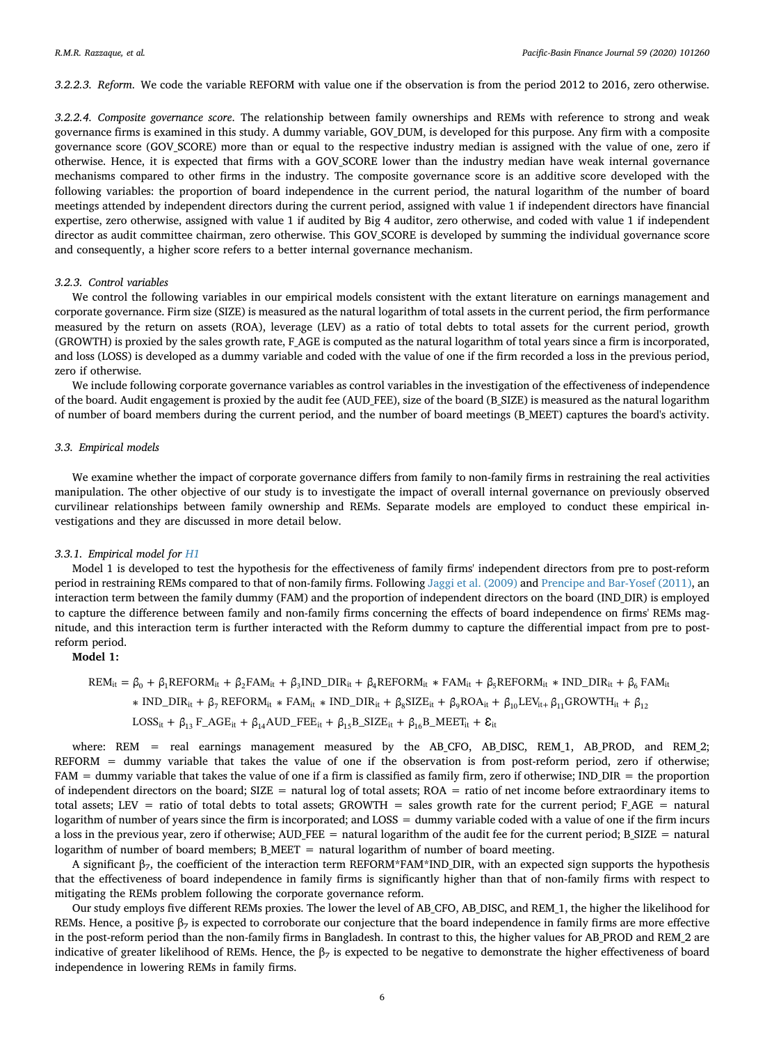*3.2.2.3. Reform.* We code the variable REFORM with value one if the observation is from the period 2012 to 2016, zero otherwise.

*3.2.2.4. Composite governance score.* The relationship between family ownerships and REMs with reference to strong and weak governance firms is examined in this study. A dummy variable, GOV_DUM, is developed for this purpose. Any firm with a composite governance score (GOV_SCORE) more than or equal to the respective industry median is assigned with the value of one, zero if otherwise. Hence, it is expected that firms with a GOV_SCORE lower than the industry median have weak internal governance mechanisms compared to other firms in the industry. The composite governance score is an additive score developed with the following variables: the proportion of board independence in the current period, the natural logarithm of the number of board meetings attended by independent directors during the current period, assigned with value 1 if independent directors have financial expertise, zero otherwise, assigned with value 1 if audited by Big 4 auditor, zero otherwise, and coded with value 1 if independent director as audit committee chairman, zero otherwise. This GOV_SCORE is developed by summing the individual governance score and consequently, a higher score refers to a better internal governance mechanism.

### 3.2.3. Control variables

We control the following variables in our empirical models consistent with the extant literature on earnings management and corporate governance. Firm size (SIZE) is measured as the natural logarithm of total assets in the current period, the firm performance measured by the return on assets (ROA), leverage (LEV) as a ratio of total debts to total assets for the current period, growth (GROWTH) is proxied by the sales growth rate, F_AGE is computed as the natural logarithm of total years since a firm is incorporated, and loss (LOSS) is developed as a dummy variable and coded with the value of one if the firm recorded a loss in the previous period, zero if otherwise.

We include following corporate governance variables as control variables in the investigation of the effectiveness of independence of the board. Audit engagement is proxied by the audit fee (AUD_FEE), size of the board (B_SIZE) is measured as the natural logarithm of number of board members during the current period, and the number of board meetings (B_MEET) captures the board's activity.

## 3.3. Empirical models

We examine whether the impact of corporate governance differs from family to non-family firms in restraining the real activities manipulation. The other objective of our study is to investigate the impact of overall internal governance on previously observed curvilinear relationships between family ownership and REMs. Separate models are employed to conduct these empirical investigations and they are discussed in more detail below.

### 3.3.1. Empirical model for H1

Model 1 is developed to test the hypothesis for the effectiveness of family firms' independent directors from pre to post-reform period in restraining REMs compared to that of non-family firms. Following Jaggi et al. (2009) and Principe and Bar-Yosef (2011), an interaction term between the family dummy (FAM) and the proportion of independent directors on the board (IND_DIR) is employed to capture the difference between family and non-family firms concerning the effects of board independence on firms' REMs magnitude, and this interaction term is further interacted with the Reform dummy to capture the differential impact from pre to post-reform period.

**Model 1:**

$$
\begin{aligned}
REM_{it} = {} & \beta_0 + \beta_1 REFORM_{it} + \beta_2 FAM_{it} + \beta_3 IND\_DIR_{it} + \beta_4 REFORM_{it} * FAM_{it} + \beta_5 REFORM_{it} * IND\_DIR_{it} + \beta_6 FAM_{it} \\
& * IND\_DIR_{it} + \beta_7 REFORM_{it} * FAM_{it} * IND\_DIR_{it} + \beta_8 SIZE_{it} + \beta_9 ROA_{it} + \beta_{10} LEV_{it+} \beta_{11} GROWTH_{it} + \beta_{12} \\
& LOSS_{it} + \beta_{13} F\_AGE_{it} + \beta_{14} AUD\_FEE_{it} + \beta_{15} B\_SIZE_{it} + \beta_{16} B\_MEET_{it} + \varepsilon_{it}
\end{aligned}
$$

where: REM = real earnings management measured by the AB_CFO, AB_DISC, REM_1, AB_PROD, and REM_2; REFORM = dummy variable that takes the value of one if the observation is from post-reform period, zero if otherwise; FAM = dummy variable that takes the value of one if a firm is classified as family firm, zero if otherwise; IND_DIR = the proportion of independent directors on the board; SIZE = natural log of total assets; ROA = ratio of net income before extraordinary items to total assets; LEV = ratio of total debts to total assets; GROWTH = sales growth rate for the current period; F_AGE = natural logarithm of number of years since the firm is incorporated; and LOSS = dummy variable coded with a value of one if the firm incurs a loss in the previous year, zero if otherwise; AUD_FEE = natural logarithm of the audit fee for the current period; B_SIZE = natural logarithm of number of board members; B_MEET = natural logarithm of number of board meeting.

A significant $\beta_7$, the coefficient of the interaction term REFORM*FAM*IND_DIR, with an expected sign supports the hypothesis that the effectiveness of board independence in family firms is significantly higher than that of non-family firms with respect to mitigating the REMs problem following the corporate governance reform.

Our study employs five different REMs proxies. The lower the level of AB_CFO, AB_DISC, and REM_1, the higher the likelihood for REMs. Hence, a positive $\beta_7$ is expected to corroborate our conjecture that the board independence in family firms are more effective in the post-reform period than the non-family firms in Bangladesh. In contrast to this, the higher values for AB_PROD and REM_2 are indicative of greater likelihood of REMs. Hence, the $\beta_7$ is expected to be negative to demonstrate the higher effectiveness of board independence in lowering REMs in family firms.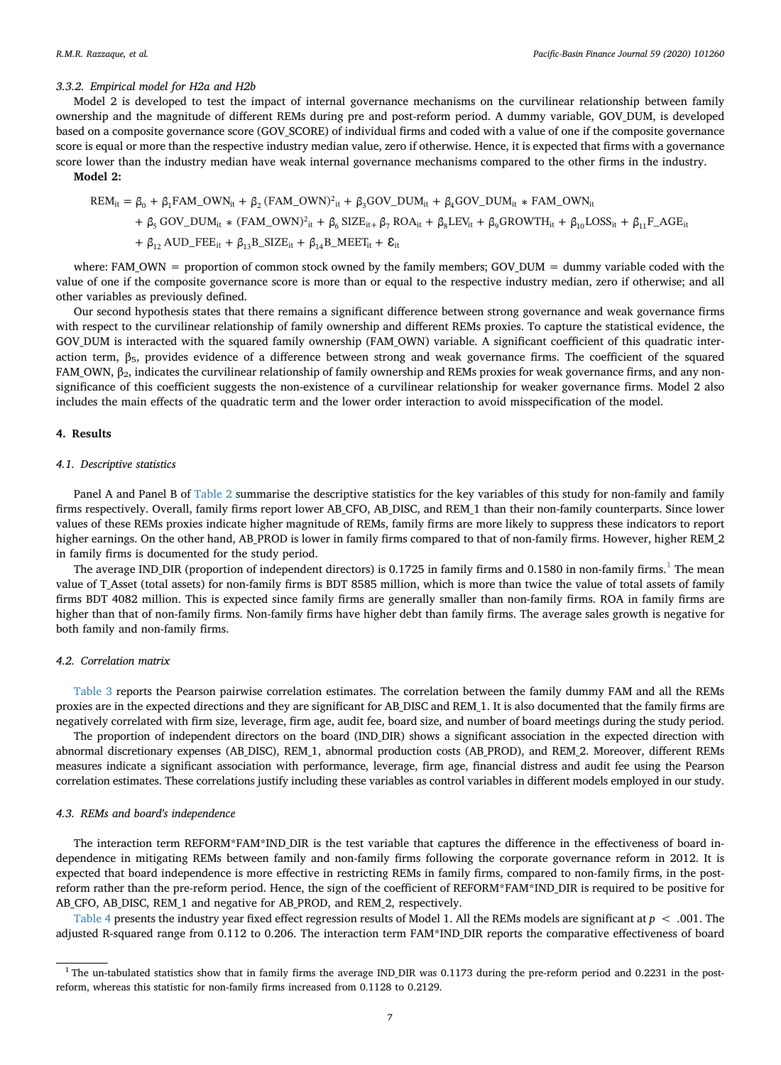### 3.3.2. Empirical model for H2a and H2b

Model 2 is developed to test the impact of internal governance mechanisms on the curvilinear relationship between family ownership and the magnitude of different REMs during pre and post-reform period. A dummy variable, GOV_DUM, is developed based on a composite governance score (GOV_SCORE) of individual firms and coded with a value of one if the composite governance score is equal or more than the respective industry median value, zero if otherwise. Hence, it is expected that firms with a governance score lower than the industry median have weak internal governance mechanisms compared to the other firms in the industry.

**Model 2:**

$$
\begin{aligned}
REM_{it} = {} & \beta_0 + \beta_1 FAM\_OWN_{it} + \beta_2 (FAM\_OWN)^2_{it} + \beta_3 GOV\_DUM_{it} + \beta_4 GOV\_DUM_{it} * FAM\_OWN_{it} \\
& + \beta_5 GOV\_DUM_{it} * (FAM\_OWN)^2_{it} + \beta_6 SIZE_{it} + \beta_7 ROA_{it} + \beta_8 LEV_{it} + \beta_9 GROWTH_{it} + \beta_{10} LOSS_{it} + \beta_{11} F\_AGE_{it} \\
& + \beta_{12} AUD\_FEE_{it} + \beta_{13} B\_SIZE_{it} + \beta_{14} B\_MEET_{it} + \varepsilon_{it}
\end{aligned}
$$

where: FAM_OWN = proportion of common stock owned by the family members; GOV_DUM = dummy variable coded with the value of one if the composite governance score is more than or equal to the respective industry median, zero if otherwise; and all other variables as previously defined.

Our second hypothesis states that there remains a significant difference between strong governance and weak governance firms with respect to the curvilinear relationship of family ownership and different REMs proxies. To capture the statistical evidence, the GOV_DUM is interacted with the squared family ownership (FAM_OWN) variable. A significant coefficient of this quadratic interaction term, $\beta_5$, provides evidence of a difference between strong and weak governance firms. The coefficient of the squared FAM_OWN, $\beta_2$, indicates the curvilinear relationship of family ownership and REMs proxies for weak governance firms, and any non-significance of this coefficient suggests the non-existence of a curvilinear relationship for weaker governance firms. Model 2 also includes the main effects of the quadratic term and the lower order interaction to avoid misspecification of the model.

## 4. Results

### 4.1. Descriptive statistics

Panel A and Panel B of Table 2 summarise the descriptive statistics for the key variables of this study for non-family and family firms respectively. Overall, family firms report lower AB_CFO, AB_DISC, and REM_1 than their non-family counterparts. Since lower values of these REMs proxies indicate higher magnitude of REMs, family firms are more likely to suppress these indicators to report higher earnings. On the other hand, AB_PROD is lower in family firms compared to that of non-family firms. However, higher REM_2 in family firms is documented for the study period.

The average IND_DIR (proportion of independent directors) is 0.1725 in family firms and 0.1580 in non-family firms.[1] The mean value of T_Asset (total assets) for non-family firms is BDT 8585 million, which is more than twice the value of total assets of family firms BDT 4082 million. This is expected since family firms are generally smaller than non-family firms. ROA in family firms are higher than that of non-family firms. Non-family firms have higher debt than family firms. The average sales growth is negative for both family and non-family firms.

### 4.2. Correlation matrix

Table 3 reports the Pearson pairwise correlation estimates. The correlation between the family dummy FAM and all the REMs proxies are in the expected directions and they are significant for AB_DISC and REM_1. It is also documented that the family firms are negatively correlated with firm size, leverage, firm age, audit fee, board size, and number of board meetings during the study period.

The proportion of independent directors on the board (IND_DIR) shows a significant association in the expected direction with abnormal discretionary expenses (AB_DISC), REM_1, abnormal production costs (AB_PROD), and REM_2. Moreover, different REMs measures indicate a significant association with performance, leverage, firm age, financial distress and audit fee using the Pearson correlation estimates. These correlations justify including these variables as control variables in different models employed in our study.

### 4.3. REMs and board's independence

The interaction term REFORM*FAM*IND_DIR is the test variable that captures the difference in the effectiveness of board independence in mitigating REMs between family and non-family firms following the corporate governance reform in 2012. It is expected that board independence is more effective in restricting REMs in family firms, compared to non-family firms, in the post-reform rather than the pre-reform period. Hence, the sign of the coefficient of REFORM*FAM*IND_DIR is required to be positive for AB_CFO, AB_DISC, REM_1 and negative for AB_PROD, and REM_2, respectively.

Table 4 presents the industry year fixed effect regression results of Model 1. All the REMs models are significant at $p < .001$. The adjusted R-squared range from 0.112 to 0.206. The interaction term FAM*IND_DIR reports the comparative effectiveness of board

---

[1] The un-tabulated statistics show that in family firms the average IND_DIR was 0.1173 during the pre-reform period and 0.2231 in the post-reform, whereas this statistic for non-family firms increased from 0.1128 to 0.2129.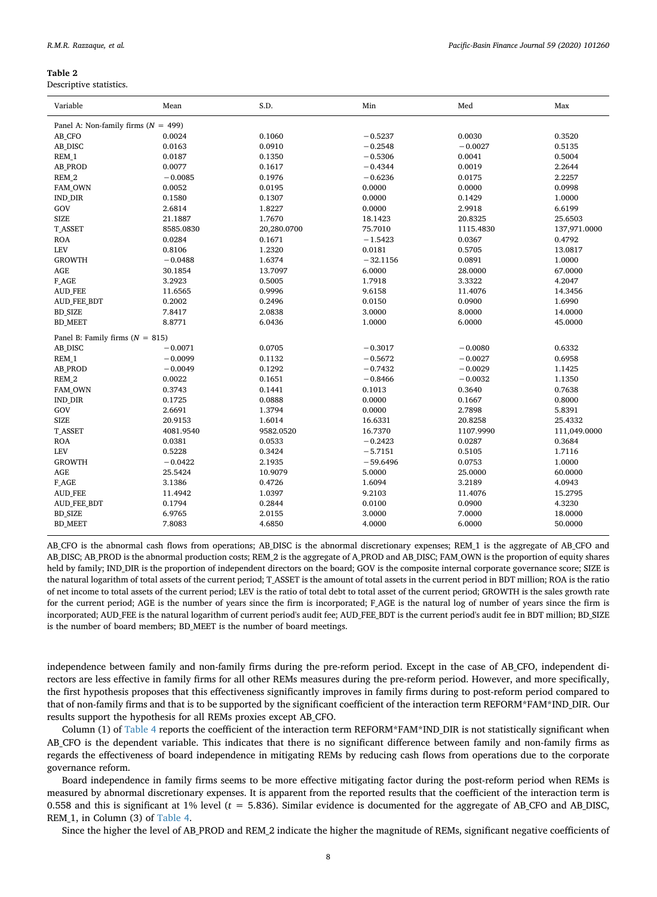**Table 2**

Descriptive statistics.

| Variable | Mean | S.D. | Min | Med | Max |
|---|---|---|---|---|---|
| Panel A: Non-family firms ($N$ = 499) | | | | | |
| AB_CFO | 0.0024 | 0.1060 | −0.5237 | 0.0030 | 0.3520 |
| AB_DISC | 0.0163 | 0.0910 | −0.2548 | −0.0027 | 0.5135 |
| REM_1 | 0.0187 | 0.1350 | −0.5306 | 0.0041 | 0.5004 |
| AB_PROD | 0.0077 | 0.1617 | −0.4344 | 0.0019 | 2.2644 |
| REM_2 | −0.0085 | 0.1976 | −0.6236 | 0.0175 | 2.2257 |
| FAM_OWN | 0.0052 | 0.0195 | 0.0000 | 0.0000 | 0.0998 |
| IND_DIR | 0.1580 | 0.1307 | 0.0000 | 0.1429 | 1.0000 |
| GOV | 2.6814 | 1.8227 | 0.0000 | 2.9918 | 6.6199 |
| SIZE | 21.1887 | 1.7670 | 18.1423 | 20.8325 | 25.6503 |
| T_ASSET | 8585.0830 | 20,280.0700 | 75.7010 | 1115.4830 | 137,971.0000 |
| ROA | 0.0284 | 0.1671 | −1.5423 | 0.0367 | 0.4792 |
| LEV | 0.8106 | 1.2320 | 0.0181 | 0.5705 | 13.0817 |
| GROWTH | −0.0488 | 1.6374 | −32.1156 | 0.0891 | 1.0000 |
| AGE | 30.1854 | 13.7097 | 6.0000 | 28.0000 | 67.0000 |
| F_AGE | 3.2923 | 0.5005 | 1.7918 | 3.3322 | 4.2047 |
| AUD_FEE | 11.6565 | 0.9996 | 9.6158 | 11.4076 | 14.3456 |
| AUD_FEE_BDT | 0.2002 | 0.2496 | 0.0150 | 0.0900 | 1.6990 |
| BD_SIZE | 7.8417 | 2.0838 | 3.0000 | 8.0000 | 14.0000 |
| BD_MEET | 8.8771 | 6.0436 | 1.0000 | 6.0000 | 45.0000 |
| Panel B: Family firms ($N$ = 815) | | | | | |
| AB_DISC | −0.0071 | 0.0705 | −0.3017 | −0.0080 | 0.6332 |
| REM_1 | −0.0099 | 0.1132 | −0.5672 | −0.0027 | 0.6958 |
| AB_PROD | −0.0049 | 0.1292 | −0.7432 | −0.0029 | 1.1425 |
| REM_2 | 0.0022 | 0.1651 | −0.8466 | −0.0032 | 1.1350 |
| FAM_OWN | 0.3743 | 0.1441 | 0.1013 | 0.3640 | 0.7638 |
| IND_DIR | 0.1725 | 0.0888 | 0.0000 | 0.1667 | 0.8000 |
| GOV | 2.6691 | 1.3794 | 0.0000 | 2.7898 | 5.8391 |
| SIZE | 20.9153 | 1.6014 | 16.6331 | 20.8258 | 25.4332 |
| T_ASSET | 4081.9540 | 9582.0520 | 16.7370 | 1107.9990 | 111,049.0000 |
| ROA | 0.0381 | 0.0533 | −0.2423 | 0.0287 | 0.3684 |
| LEV | 0.5228 | 0.3424 | −5.7151 | 0.5105 | 1.7116 |
| GROWTH | −0.0422 | 2.1935 | −59.6496 | 0.0753 | 1.0000 |
| AGE | 25.5424 | 10.9079 | 5.0000 | 25.0000 | 60.0000 |
| F_AGE | 3.1386 | 0.4726 | 1.6094 | 3.2189 | 4.0943 |
| AUD_FEE | 11.4942 | 1.0397 | 9.2103 | 11.4076 | 15.2795 |
| AUD_FEE_BDT | 0.1794 | 0.2844 | 0.0100 | 0.0900 | 4.3230 |
| BD_SIZE | 6.9765 | 2.0155 | 3.0000 | 7.0000 | 18.0000 |
| BD_MEET | 7.8083 | 4.6850 | 4.0000 | 6.0000 | 50.0000 |

AB_CFO is the abnormal cash flows from operations; AB_DISC is the abnormal discretionary expenses; REM_1 is the aggregate of AB_CFO and AB_DISC; AB_PROD is the abnormal production costs; REM_2 is the aggregate of A_PROD and AB_DISC; FAM_OWN is the proportion of equity shares held by family; IND_DIR is the proportion of independent directors on the board; GOV is the composite internal corporate governance score; SIZE is the natural logarithm of total assets of the current period; T_ASSET is the amount of total assets in the current period in BDT million; ROA is the ratio of net income to total assets of the current period; LEV is the ratio of total debt to total asset of the current period; GROWTH is the sales growth rate for the current period; AGE is the number of years since the firm is incorporated; F_AGE is the natural log of number of years since the firm is incorporated; AUD_FEE is the natural logarithm of current period's audit fee; AUD_FEE_BDT is the current period's audit fee in BDT million; BD_SIZE is the number of board members; BD_MEET is the number of board meetings.

independence between family and non-family firms during the pre-reform period. Except in the case of AB_CFO, independent directors are less effective in family firms for all other REMs measures during the pre-reform period. However, and more specifically, the first hypothesis proposes that this effectiveness significantly improves in family firms during to post-reform period compared to that of non-family firms and that is to be supported by the significant coefficient of the interaction term REFORM*FAM*IND_DIR. Our results support the hypothesis for all REMs proxies except AB_CFO.

Column (1) of Table 4 reports the coefficient of the interaction term REFORM*FAM*IND_DIR is not statistically significant when AB_CFO is the dependent variable. This indicates that there is no significant difference between family and non-family firms as regards the effectiveness of board independence in mitigating REMs by reducing cash flows from operations due to the corporate governance reform.

Board independence in family firms seems to be more effective mitigating factor during the post-reform period when REMs is measured by abnormal discretionary expenses. It is apparent from the reported results that the coefficient of the interaction term is 0.558 and this is significant at 1% level ($t$ = 5.836). Similar evidence is documented for the aggregate of AB_CFO and AB_DISC, REM_1, in Column (3) of Table 4.

Since the higher the level of AB_PROD and REM_2 indicate the higher the magnitude of REMs, significant negative coefficients of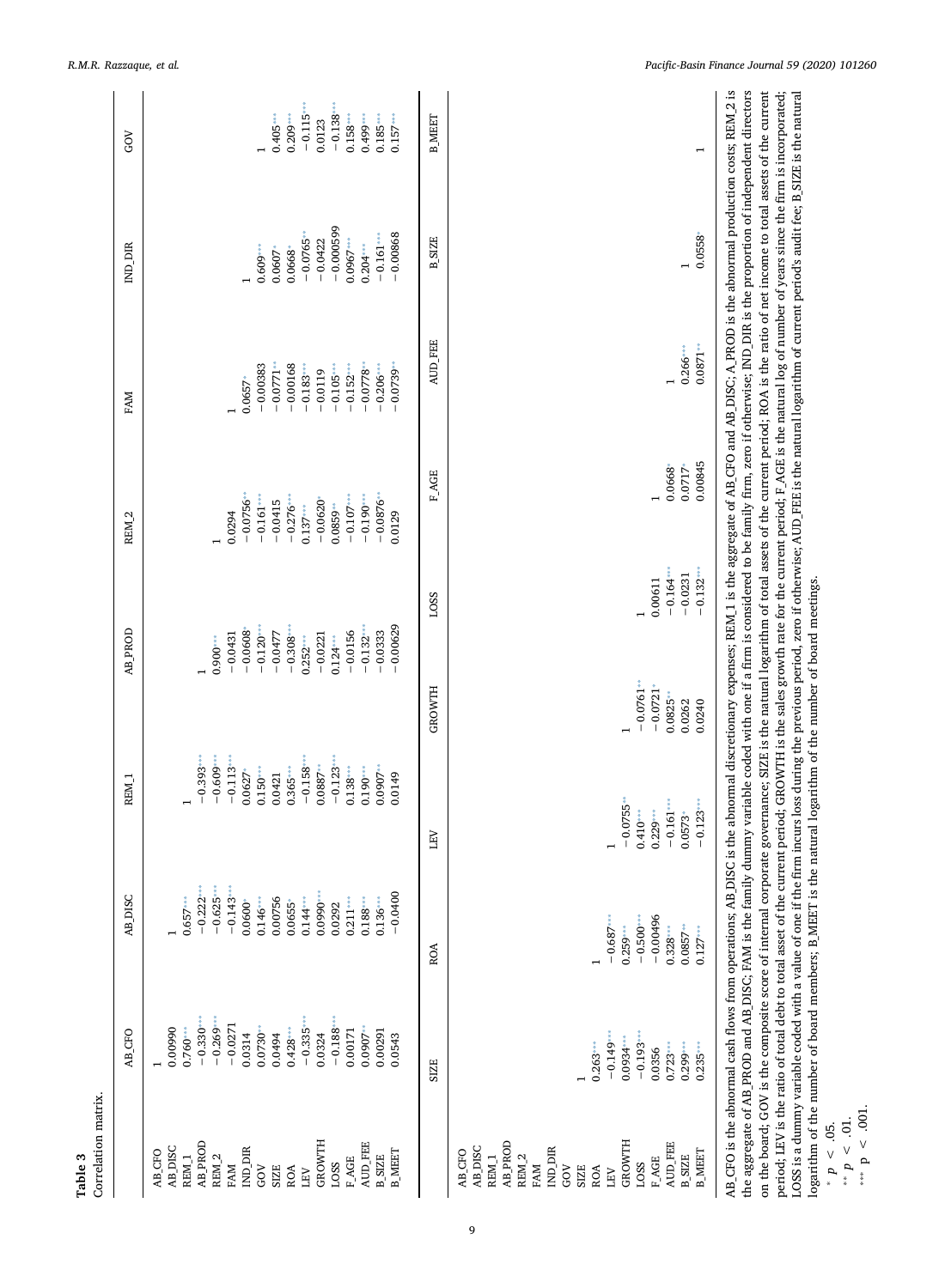**Table 3**
Correlation matrix.

| | AB_CFO | AB_DISC | REM_1 | AB_PROD | REM_2 | FAM | IND_DIR | GOV |
|---|---|---|---|---|---|---|---|---|
| AB_CFO | 1 | | | | | | | |
| AB_DISC | 0.00990 | 1 | | | | | | |
| REM_1 | 0.760*** | 0.657*** | 1 | | | | | |
| AB_PROD | −0.330*** | −0.222*** | −0.393*** | 1 | | | | |
| REM_2 | −0.269*** | −0.625*** | −0.609*** | 0.900*** | 1 | | | |
| FAM | −0.0271 | −0.143*** | −0.113*** | −0.0431 | 0.0294 | 1 | | |
| IND_DIR | 0.0314 | 0.0600* | 0.0627* | −0.0608* | −0.0756** | 0.0657* | 1 | |
| GOV | 0.0730** | 0.146*** | 0.150*** | −0.120*** | −0.161*** | −0.00383 | 0.609*** | 1 |
| SIZE | 0.0494 | 0.00756 | 0.0421 | −0.0477 | −0.0415 | −0.0771** | 0.0607* | 0.405*** |
| ROA | 0.428*** | 0.0655* | 0.365*** | −0.308*** | −0.276*** | −0.00168 | 0.0668* | 0.209*** |
| LEV | −0.335*** | 0.144*** | −0.158*** | 0.252*** | 0.137*** | −0.183*** | −0.0765** | −0.115*** |
| GROWTH | 0.0324 | 0.0990*** | 0.0887** | −0.0221 | −0.0620* | −0.0119 | −0.0422 | 0.0123 |
| LOSS | −0.188*** | 0.0292 | −0.123*** | 0.124*** | 0.0859** | −0.105*** | −0.000599 | −0.138*** |
| F_AGE | 0.00171 | 0.211*** | 0.138*** | −0.0156 | −0.107*** | −0.152*** | 0.0967*** | 0.158*** |
| AUD_FEE | 0.0907** | 0.188*** | 0.190*** | −0.132*** | −0.190*** | −0.0778** | 0.204*** | 0.499*** |
| B_SIZE | 0.00291 | 0.136*** | 0.0907** | −0.0333 | −0.0876** | −0.206*** | −0.161*** | 0.185*** |
| B_MEET | 0.0543 | −0.0400 | 0.0149 | −0.00629 | 0.0129 | −0.0739** | −0.00868 | 0.157*** |

| | SIZE | ROA | LEV | GROWTH | LOSS | F_AGE | AUD_FEE | B_SIZE | B_MEET |
|---|---|---|---|---|---|---|---|---|---|
| AB_CFO | | | | | | | | | |
| AB_DISC | | | | | | | | | |
| REM_1 | | | | | | | | | |
| AB_PROD | | | | | | | | | |
| REM_2 | | | | | | | | | |
| FAM | | | | | | | | | |
| IND_DIR | | | | | | | | | |
| GOV | | | | | | | | | |
| SIZE | 1 | | | | | | | | |
| ROA | 0.263*** | 1 | | | | | | | |
| LEV | −0.149*** | −0.687*** | 1 | | | | | | |
| GROWTH | 0.0934*** | 0.259*** | −0.0755** | 1 | | | | | |
| LOSS | −0.193*** | −0.500*** | 0.410*** | −0.0761** | 1 | | | | |
| F_AGE | 0.0356 | −0.00496 | 0.229*** | −0.0721* | 0.00611 | 1 | | | |
| AUD_FEE | 0.723*** | 0.328*** | −0.161*** | 0.0825** | −0.164*** | 0.0668* | 1 | | |
| B_SIZE | 0.299*** | 0.0857** | 0.0573* | 0.0262 | −0.0231 | 0.0717* | 0.266*** | 1 | |
| B_MEET | 0.235*** | 0.127*** | −0.123*** | 0.0240 | −0.132*** | 0.00845 | 0.0871** | 0.0558* | 1 |

AB_CFO is the abnormal cash flows from operations; AB_DISC is the abnormal discretionary expenses; REM_1 is the aggregate of AB_CFO and AB_DISC; A_PROD is the abnormal production costs; REM_2 is the aggregate of AB_PROD and AB_DISC; FAM is the family dummy variable coded with one if a firm is considered to be family firm, zero if otherwise; IND_DIR is the proportion of independent directors on the board; GOV is the composite score of internal corporate governance; SIZE is the natural logarithm of total assets of the current period; ROA is the ratio of net income to total assets of the current period; LEV is the ratio of total debt to total asset of the current period; GROWTH is the sales growth rate for the current period; F_AGE is the natural log of number of years since the firm is incorporated; LOSS is a dummy variable coded with a value of one if the firm incurs loss during the previous period, zero if otherwise; AUD_FEE is the natural logarithm of current period's audit fee; B_SIZE is the natural logarithm of the number of board members; B_MEET is the natural logarithm of the number of board meetings.

\* $p < .05$.
\*\* $p < .01$.
\*\*\* $p < .001$.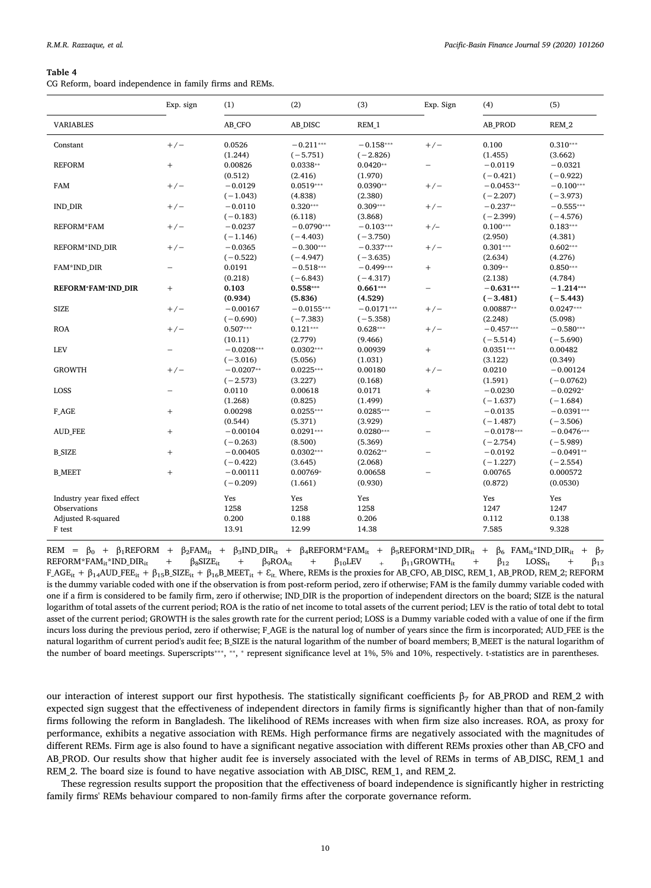**Table 4**

CG Reform, board independence in family firms and REMs.

| VARIABLES | Exp. sign | (1) AB_CFO | (2) AB_DISC | (3) REM_1 | Exp. Sign | (4) AB_PROD | (5) REM_2 |
|---|---|---|---|---|---|---|---|
| Constant | +/− | 0.0526 | −0.211*** | −0.158*** | +/− | 0.100 | 0.310*** |
| | | (1.244) | (−5.751) | (−2.826) | | (1.455) | (3.662) |
| REFORM | + | 0.00826 | 0.0338** | 0.0420** | − | −0.0119 | −0.0321 |
| | | (0.512) | (2.416) | (1.970) | | (−0.421) | (−0.922) |
| FAM | +/− | −0.0129 | 0.0519*** | 0.0390** | +/− | −0.0453** | −0.100*** |
| | | (−1.043) | (4.838) | (2.380) | | (−2.207) | (−3.973) |
| IND_DIR | +/− | −0.0110 | 0.320*** | 0.309*** | +/− | −0.237** | −0.555*** |
| | | (−0.183) | (6.118) | (3.868) | | (−2.399) | (−4.576) |
| REFORM*FAM | +/− | −0.0237 | −0.0790*** | −0.103*** | +/− | 0.100*** | 0.183*** |
| | | (−1.146) | (−4.403) | (−3.750) | | (2.950) | (4.381) |
| REFORM*IND_DIR | +/− | −0.0365 | −0.300*** | −0.337*** | +/− | 0.301*** | 0.602*** |
| | | (−0.522) | (−4.947) | (−3.635) | | (2.634) | (4.276) |
| FAM*IND_DIR | − | 0.0191 | −0.518*** | −0.499*** | + | 0.309** | 0.850*** |
| | | (0.218) | (−6.843) | (−4.317) | | (2.138) | (4.784) |
| **REFORM*FAM*IND_DIR** | + | **0.103** | **0.558***** | **0.661***** | − | **−0.631***** | **−1.214***** |
| | | **(0.934)** | **(5.836)** | **(4.529)** | | **(−3.481)** | **(−5.443)** |
| SIZE | +/− | −0.00167 | −0.0155*** | −0.0171*** | +/− | 0.00887** | 0.0247*** |
| | | (−0.690) | (−7.383) | (−5.358) | | (2.248) | (5.098) |
| ROA | +/− | 0.507*** | 0.121*** | 0.628*** | +/− | −0.457*** | −0.580*** |
| | | (10.11) | (2.779) | (9.466) | | (−5.514) | (−5.690) |
| LEV | − | −0.0208*** | 0.0302*** | 0.00939 | + | 0.0351*** | 0.00482 |
| | | (−3.016) | (5.056) | (1.031) | | (3.122) | (0.349) |
| GROWTH | +/− | −0.0207** | 0.0225*** | 0.00180 | +/− | 0.0210 | −0.00124 |
| | | (−2.573) | (3.227) | (0.168) | | (1.591) | (−0.0762) |
| LOSS | − | 0.0110 | 0.00618 | 0.0171 | + | −0.0230 | −0.0292* |
| | | (1.268) | (0.825) | (1.499) | | (−1.637) | (−1.684) |
| F_AGE | + | 0.00298 | 0.0255*** | 0.0285*** | − | −0.0135 | −0.0391*** |
| | | (0.544) | (5.371) | (3.929) | | (−1.487) | (−3.506) |
| AUD_FEE | + | −0.00104 | 0.0291*** | 0.0280*** | − | −0.0178*** | −0.0476*** |
| | | (−0.263) | (8.500) | (5.369) | | (−2.754) | (−5.989) |
| B_SIZE | + | −0.00405 | 0.0302*** | 0.0262** | − | −0.0192 | −0.0491** |
| | | (−0.422) | (3.645) | (2.068) | | (−1.227) | (−2.554) |
| B_MEET | + | −0.00111 | 0.00769* | 0.00658 | − | 0.00765 | 0.000572 |
| | | (−0.209) | (1.661) | (0.930) | | (0.872) | (0.0530) |
| Industry year fixed effect | | Yes | Yes | Yes | | Yes | Yes |
| Observations | | 1258 | 1258 | 1258 | | 1247 | 1247 |
| Adjusted R-squared | | 0.200 | 0.188 | 0.206 | | 0.112 | 0.138 |
| F test | | 13.91 | 12.99 | 14.38 | | 7.585 | 9.328 |

$REM = \beta_0 + \beta_1 REFORM + \beta_2 FAM_{it} + \beta_3 IND\_DIR_{it} + \beta_4 REFORM*FAM_{it} + \beta_5 REFORM*IND\_DIR_{it} + \beta_6 FAM_{it}*IND\_DIR_{it} + \beta_7 REFORM*FAM_{it}*IND\_DIR_{it} + \beta_8 SIZE_{it} + \beta_9 ROA_{it} + \beta_{10} LEV + \beta_{11} GROWTH_{it} + \beta_{12} LOSS_{it} + \beta_{13} F\_AGE_{it} + \beta_{14} AUD\_FEE_{it} + \beta_{15} B\_SIZE_{it} + \beta_{16} B\_MEET_{it} + \varepsilon_{it}$. Where, REMs is the proxies for AB_CFO, AB_DISC, REM_1, AB_PROD, REM_2; REFORM is the dummy variable coded with one if the observation is from post-reform period, zero if otherwise; FAM is the family dummy variable coded with one if a firm is considered to be family firm, zero if otherwise; IND_DIR is the proportion of independent directors on the board; SIZE is the natural logarithm of total assets of the current period; ROA is the ratio of net income to total assets of the current period; LEV is the ratio of total debt to total asset of the current period; GROWTH is the sales growth rate for the current period; LOSS is a Dummy variable coded with a value of one if the firm incurs loss during the previous period, zero if otherwise; F_AGE is the natural log of number of years since the firm is incorporated; AUD_FEE is the natural logarithm of current period's audit fee; B_SIZE is the natural logarithm of the number of board members; B_MEET is the natural logarithm of the number of board meetings. Superscripts***, **, * represent significance level at 1%, 5% and 10%, respectively. t-statistics are in parentheses.

our interaction of interest support our first hypothesis. The statistically significant coefficients $\beta_7$ for AB_PROD and REM_2 with expected sign suggest that the effectiveness of independent directors in family firms is significantly higher than that of non-family firms following the reform in Bangladesh. The likelihood of REMs increases with when firm size also increases. ROA, as proxy for performance, exhibits a negative association with REMs. High performance firms are negatively associated with the magnitudes of different REMs. Firm age is also found to have a significant negative association with different REMs proxies other than AB_CFO and AB_PROD. Our results show that higher audit fee is inversely associated with the level of REMs in terms of AB_DISC, REM_1 and REM_2. The board size is found to have negative association with AB_DISC, REM_1, and REM_2.

These regression results support the proposition that the effectiveness of board independence is significantly higher in restricting family firms' REMs behaviour compared to non-family firms after the corporate governance reform.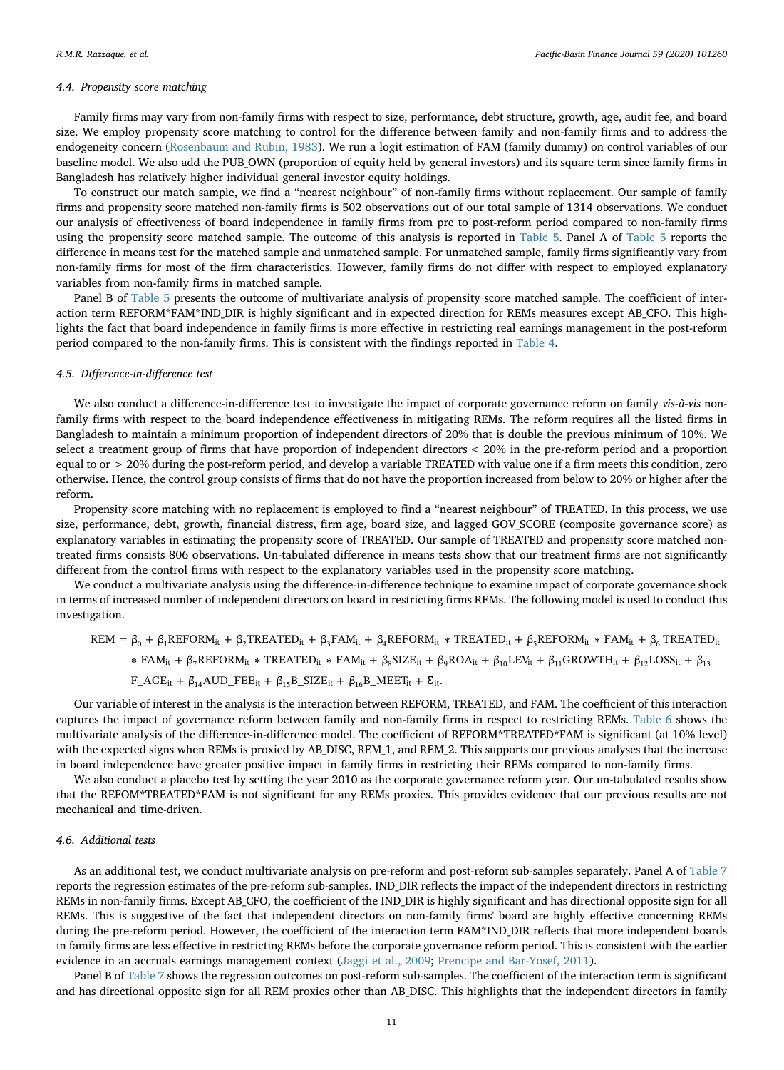### 4.4. Propensity score matching

Family firms may vary from non-family firms with respect to size, performance, debt structure, growth, age, audit fee, and board size. We employ propensity score matching to control for the difference between family and non-family firms and to address the endogeneity concern (Rosenbaum and Rubin, 1983). We run a logit estimation of FAM (family dummy) on control variables of our baseline model. We also add the PUB_OWN (proportion of equity held by general investors) and its square term since family firms in Bangladesh has relatively higher individual general investor equity holdings.

To construct our match sample, we find a "nearest neighbour" of non-family firms without replacement. Our sample of family firms and propensity score matched non-family firms is 502 observations out of our total sample of 1314 observations. We conduct our analysis of effectiveness of board independence in family firms from pre to post-reform period compared to non-family firms using the propensity score matched sample. The outcome of this analysis is reported in Table 5. Panel A of Table 5 reports the difference in means test for the matched sample and unmatched sample. For unmatched sample, family firms significantly vary from non-family firms for most of the firm characteristics. However, family firms do not differ with respect to employed explanatory variables from non-family firms in matched sample.

Panel B of Table 5 presents the outcome of multivariate analysis of propensity score matched sample. The coefficient of interaction term REFORM*FAM*IND_DIR is highly significant and in expected direction for REMs measures except AB_CFO. This highlights the fact that board independence in family firms is more effective in restricting real earnings management in the post-reform period compared to the non-family firms. This is consistent with the findings reported in Table 4.

### 4.5. Difference-in-difference test

We also conduct a difference-in-difference test to investigate the impact of corporate governance reform on family *vis-à-vis* non-family firms with respect to the board independence effectiveness in mitigating REMs. The reform requires all the listed firms in Bangladesh to maintain a minimum proportion of independent directors of 20% that is double the previous minimum of 10%. We select a treatment group of firms that have proportion of independent directors < 20% in the pre-reform period and a proportion equal to or > 20% during the post-reform period, and develop a variable TREATED with value one if a firm meets this condition, zero otherwise. Hence, the control group consists of firms that do not have the proportion increased from below to 20% or higher after the reform.

Propensity score matching with no replacement is employed to find a "nearest neighbour" of TREATED. In this process, we use size, performance, debt, growth, financial distress, firm age, board size, and lagged GOV_SCORE (composite governance score) as explanatory variables in estimating the propensity score of TREATED. Our sample of TREATED and propensity score matched non-treated firms consists 806 observations. Un-tabulated difference in means tests show that our treatment firms are not significantly different from the control firms with respect to the explanatory variables used in the propensity score matching.

We conduct a multivariate analysis using the difference-in-difference technique to examine impact of corporate governance shock in terms of increased number of independent directors on board in restricting firms REMs. The following model is used to conduct this investigation.

$$
\begin{aligned}
REM = {} & \beta_0 + \beta_1 REFORM_{it} + \beta_2 TREATED_{it} + \beta_3 FAM_{it} + \beta_4 REFORM_{it} * TREATED_{it} + \beta_5 REFORM_{it} * FAM_{it} + \beta_6 \, TREATED_{it} \\
& * FAM_{it} + \beta_7 REFORM_{it} * TREATED_{it} * FAM_{it} + \beta_8 SIZE_{it} + \beta_9 ROA_{it} + \beta_{10} LEV_{it} + \beta_{11} GROWTH_{it} + \beta_{12} LOSS_{it} + \beta_{13} \\
& F\_AGE_{it} + \beta_{14} AUD\_FEE_{it} + \beta_{15} B\_SIZE_{it} + \beta_{16} B\_MEET_{it} + \varepsilon_{it}.
\end{aligned}
$$

Our variable of interest in the analysis is the interaction between REFORM, TREATED, and FAM. The coefficient of this interaction captures the impact of governance reform between family and non-family firms in respect to restricting REMs. Table 6 shows the multivariate analysis of the difference-in-difference model. The coefficient of REFORM*TREATED*FAM is significant (at 10% level) with the expected signs when REMs is proxied by AB_DISC, REM_1, and REM_2. This supports our previous analyses that the increase in board independence have greater positive impact in family firms in restricting their REMs compared to non-family firms.

We also conduct a placebo test by setting the year 2010 as the corporate governance reform year. Our un-tabulated results show that the REFOM*TREATED*FAM is not significant for any REMs proxies. This provides evidence that our previous results are not mechanical and time-driven.

### 4.6. Additional tests

As an additional test, we conduct multivariate analysis on pre-reform and post-reform sub-samples separately. Panel A of Table 7 reports the regression estimates of the pre-reform sub-samples. IND_DIR reflects the impact of the independent directors in restricting REMs in non-family firms. Except AB_CFO, the coefficient of the IND_DIR is highly significant and has directional opposite sign for all REMs. This is suggestive of the fact that independent directors on non-family firms' board are highly effective concerning REMs during the pre-reform period. However, the coefficient of the interaction term FAM*IND_DIR reflects that more independent boards in family firms are less effective in restricting REMs before the corporate governance reform period. This is consistent with the earlier evidence in an accruals earnings management context (Jaggi et al., 2009; Prencipe and Bar-Yosef, 2011).

Panel B of Table 7 shows the regression outcomes on post-reform sub-samples. The coefficient of the interaction term is significant and has directional opposite sign for all REM proxies other than AB_DISC. This highlights that the independent directors in family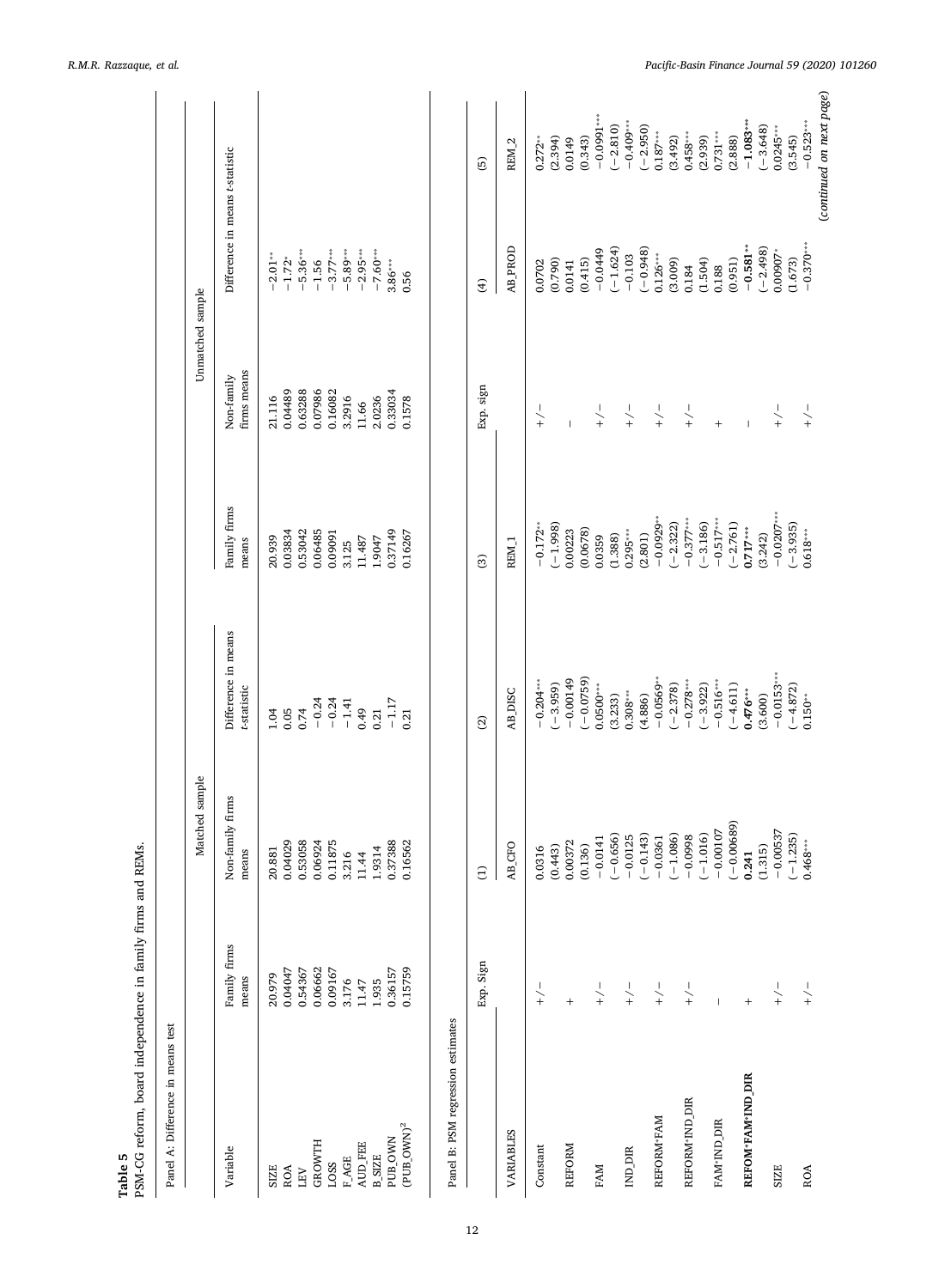**Table 5**
PSM-CG reform, board independence in family firms and REMs.

Panel A: Difference in means test

| Variable | Matched sample | | | Unmatched sample | | |
|---|---|---|---|---|---|---|
| | Family firms means | Non-family firms means | Difference in means t-statistic | Family firms means | Non-family firms means | Difference in means t-statistic |
| SIZE | 20.979 | 20.881 | 1.04 | 20.939 | 21.116 | −2.01** |
| ROA | 0.04047 | 0.04029 | 0.05 | 0.03834 | 0.04489 | −1.72* |
| LEV | 0.54367 | 0.53058 | 0.74 | 0.53042 | 0.63288 | −5.36*** |
| GROWTH | 0.06662 | 0.06924 | −0.24 | 0.06485 | 0.07986 | −1.56 |
| LOSS | 0.09167 | 0.11875 | −0.24 | 0.09091 | 0.16082 | −3.77*** |
| F_AGE | 3.176 | 3.216 | −1.41 | 3.125 | 3.2916 | −5.89*** |
| AUD_FEE | 11.47 | 11.44 | 0.49 | 11.487 | 11.66 | −2.95*** |
| B_SIZE | 1.935 | 1.9314 | 0.21 | 1.9047 | 2.0236 | −7.60*** |
| PUB_OWN | 0.36157 | 0.37388 | −1.17 | 0.37149 | 0.33034 | 3.86*** |
| $(PUB\_OWN)^2$ | 0.15759 | 0.16562 | 0.21 | 0.16267 | 0.1578 | 0.56 |

Panel B: PSM regression estimates

| | Exp. Sign | (1) | (2) | (3) | Exp. sign | (4) | (5) |
|---|---|---|---|---|---|---|---|
| VARIABLES | | AB_CFO | AB_DISC | REM_1 | | AB_PROD | REM_2 |
| Constant | +/− | 0.0316 | −0.204*** | −0.172** | +/− | 0.0702 | 0.272** |
| | | (0.443) | (−3.959) | (−1.998) | | (0.790) | (2.394) |
| REFORM | + | 0.00372 | −0.00149 | 0.00223 | − | 0.0141 | 0.0149 |
| | | (0.136) | (−0.0759) | (0.0678) | | (0.415) | (0.343) |
| FAM | +/− | −0.0141 | 0.0500*** | 0.0359 | +/− | −0.0449 | −0.0991*** |
| | | (−0.656) | (3.233) | (1.388) | | (−1.624) | (−2.810) |
| IND_DIR | +/− | −0.0125 | 0.308*** | 0.295*** | +/− | −0.103 | −0.409*** |
| | | (−0.143) | (4.886) | (2.801) | | (−0.948) | (−2.950) |
| REFORM*FAM | +/− | −0.0361 | −0.0569** | −0.0929** | +/− | 0.126*** | 0.187*** |
| | | (−1.086) | (−2.378) | (−2.322) | | (3.009) | (3.492) |
| REFORM*IND_DIR | +/− | −0.0998 | −0.278*** | −0.377*** | +/− | 0.184 | 0.458*** |
| | | (−1.016) | (−3.922) | (−3.186) | | (1.504) | (2.939) |
| FAM*IND_DIR | − | −0.00107 | −0.516*** | −0.517*** | + | 0.188 | 0.731*** |
| | | (−0.00689) | (−4.611) | (−2.761) | | (0.951) | (2.888) |
| **REFOM*FAM*IND_DIR** | + | **0.241** | **0.476***** | **0.717***** | − | **−0.581**** | **−1.083***** |
| | | (1.315) | (3.600) | (3.242) | | (−2.498) | (−3.648) |
| SIZE | +/− | −0.00537 | −0.0153*** | −0.0207*** | +/− | 0.00907* | 0.0245*** |
| | | (−1.235) | (−4.872) | (−3.935) | | (1.673) | (3.545) |
| ROA | +/− | 0.468*** | 0.150** | 0.618*** | +/− | −0.370*** | −0.523*** |

(*continued on next page*)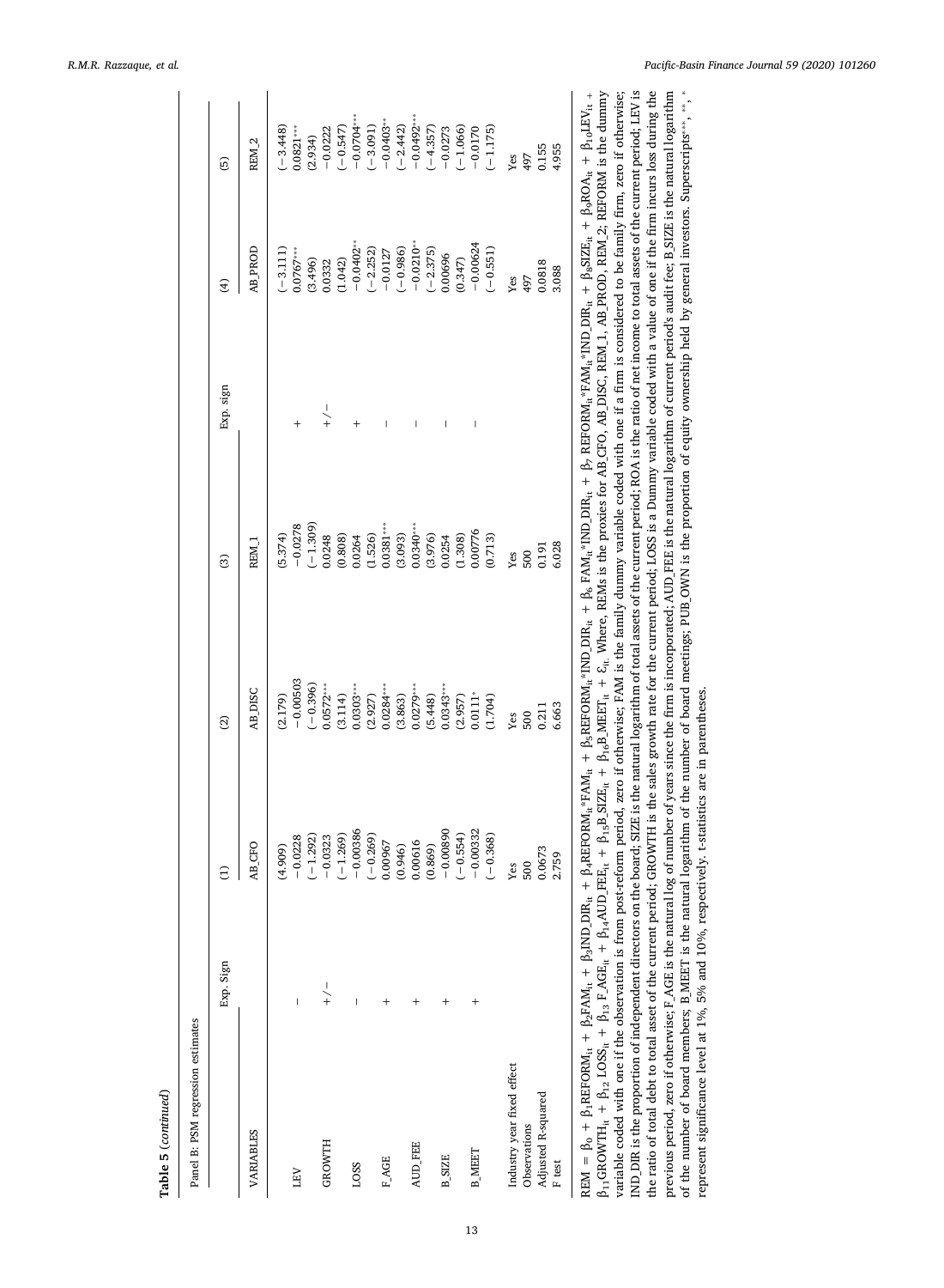**Table 5** (*continued*)

Panel B: PSM regression estimates

| VARIABLES | Exp. Sign | (1) AB_CFO | (2) AB_DISC | (3) REM_1 | Exp. sign | (4) AB_PROD | (5) REM_2 |
|---|---|---|---|---|---|---|---|
| | | (4.909) | (2.179) | (5.374) | | (−3.111) | (−3.448) |
| LEV | − | −0.0228 | −0.00503 | −0.0278 | + | 0.0767*** | 0.0821*** |
| | | (−1.292) | (−0.396) | (−1.309) | | (3.496) | (2.934) |
| GROWTH | +/− | −0.0323 | 0.0572*** | 0.0248 | +/− | 0.0332 | −0.0222 |
| | | (−1.269) | (3.114) | (0.808) | | (1.042) | (−0.547) |
| LOSS | − | −0.00386 | 0.0303*** | 0.0264 | + | −0.0402** | −0.0704*** |
| | | (−0.269) | (2.927) | (1.526) | | (−2.252) | (−3.091) |
| F_AGE | + | 0.00967 | 0.0284*** | 0.0381*** | − | −0.0127 | −0.0403** |
| | | (0.946) | (3.863) | (3.093) | | (−0.986) | (−2.442) |
| AUD_FEE | + | 0.00616 | 0.0279*** | 0.0340*** | − | −0.0210** | −0.0492*** |
| | | (0.869) | (5.448) | (3.976) | | (−2.375) | (−4.357) |
| B_SIZE | + | −0.00890 | 0.0343*** | 0.0254 | − | 0.00696 | −0.0273 |
| | | (−0.554) | (2.957) | (1.308) | | (0.347) | (−1.066) |
| B_MEET | + | −0.00332 | 0.0111* | 0.00776 | − | −0.00624 | −0.0170 |
| | | (−0.368) | (1.704) | (0.713) | | (−0.551) | (−1.175) |
| Industry year fixed effect | | Yes | Yes | Yes | | Yes | Yes |
| Observations | | 500 | 500 | 500 | | 497 | 497 |
| Adjusted R-squared | | 0.0673 | 0.211 | 0.191 | | 0.0818 | 0.155 |
| F test | | 2.759 | 6.663 | 6.028 | | 3.088 | 4.955 |

$REM = \beta_0 + \beta_1 REFORM_{it} + \beta_2 FAM_{it} + \beta_3 IND\_DIR_{it} + \beta_4 REFORM_{it}{*}FAM_{it} + \beta_5 REFORM_{it}{*}IND\_DIR_{it} + \beta_6 FAM_{it}{*}IND\_DIR_{it} + \beta_7 REFORM_{it}{*}FAM_{it}{*}IND\_DIR_{it} + \beta_8 SIZE_{it} + \beta_9 ROA_{it} + \beta_{10} LEV_{it} + \beta_{11} GROWTH_{it} + \beta_{12} LOSS_{it} + \beta_{13} F\_AGE_{it} + \beta_{14} AUD\_FEE_{it} + \beta_{15} B\_SIZE_{it} + \beta_{16} B\_MEET_{it} + \varepsilon_{it}$. Where, REMs is the proxies for AB_CFO, AB_DISC, REM_1, AB_PROD, REM_2; REFORM is the dummy variable coded with one if the observation is from post-reform period, zero if otherwise; FAM is the family dummy variable coded with one if a firm is considered to be family firm, zero if otherwise; IND_DIR is the proportion of independent directors on the board; SIZE is the natural logarithm of total assets of the current period; ROA is the ratio of net income to total assets of the current period; LEV is the ratio of total debt to total asset of the current period; GROWTH is the sales growth rate for the current period; LOSS is a Dummy variable coded with a value of one if the firm incurs loss during the previous period, zero if otherwise; F_AGE is the natural log of number of years since the firm is incorporated; AUD_FEE is the natural logarithm of current period's audit fee; B_SIZE is the natural logarithm of the number of board members; B_MEET is the natural logarithm of the number of board meetings; PUB_OWN is the proportion of equity ownership held by general investors. Superscripts***, **, * represent significance level at 1%, 5% and 10%, respectively. t-statistics are in parentheses.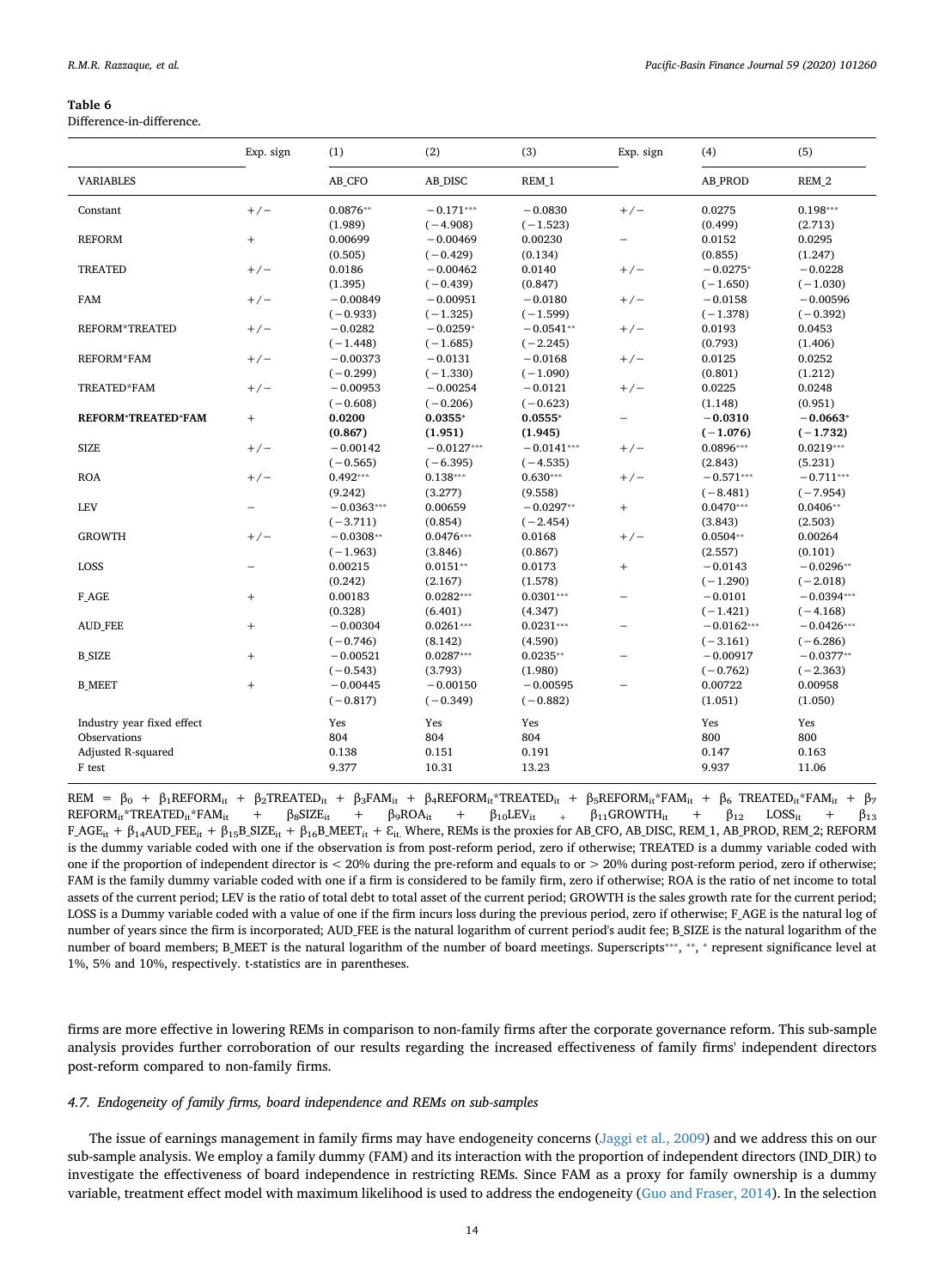**Table 6**
Difference-in-difference.

| | Exp. sign | (1) | (2) | (3) | Exp. sign | (4) | (5) |
|---|---|---|---|---|---|---|---|
| VARIABLES | | AB_CFO | AB_DISC | REM_1 | | AB_PROD | REM_2 |
| Constant | +/− | 0.0876** | −0.171*** | −0.0830 | +/− | 0.0275 | 0.198*** |
| | | (1.989) | (−4.908) | (−1.523) | | (0.499) | (2.713) |
| REFORM | + | 0.00699 | −0.00469 | 0.00230 | − | 0.0152 | 0.0295 |
| | | (0.505) | (−0.429) | (0.134) | | (0.855) | (1.247) |
| TREATED | +/− | 0.0186 | −0.00462 | 0.0140 | +/− | −0.0275* | −0.0228 |
| | | (1.395) | (−0.439) | (0.847) | | (−1.650) | (−1.030) |
| FAM | +/− | −0.00849 | −0.00951 | −0.0180 | +/− | −0.0158 | −0.00596 |
| | | (−0.933) | (−1.325) | (−1.599) | | (−1.378) | (−0.392) |
| REFORM*TREATED | +/− | −0.0282 | −0.0259* | −0.0541** | +/− | 0.0193 | 0.0453 |
| | | (−1.448) | (−1.685) | (−2.245) | | (0.793) | (1.406) |
| REFORM*FAM | +/− | −0.00373 | −0.0131 | −0.0168 | +/− | 0.0125 | 0.0252 |
| | | (−0.299) | (−1.330) | (−1.090) | | (0.801) | (1.212) |
| TREATED*FAM | +/− | −0.00953 | −0.00254 | −0.0121 | +/− | 0.0225 | 0.0248 |
| | | (−0.608) | (−0.206) | (−0.623) | | (1.148) | (0.951) |
| **REFORM*TREATED*FAM** | + | **0.0200** | **0.0355*** | **0.0555*** | − | **−0.0310** | **−0.0663*** |
| | | **(0.867)** | **(1.951)** | **(1.945)** | | **(−1.076)** | **(−1.732)** |
| SIZE | +/− | −0.00142 | −0.0127*** | −0.0141*** | +/− | 0.0896*** | 0.0219*** |
| | | (−0.565) | (−6.395) | (−4.535) | | (2.843) | (5.231) |
| ROA | +/− | 0.492*** | 0.138*** | 0.630*** | +/− | −0.571*** | −0.711*** |
| | | (9.242) | (3.277) | (9.558) | | (−8.481) | (−7.954) |
| LEV | − | −0.0363*** | 0.00659 | −0.0297** | + | 0.0470*** | 0.0406** |
| | | (−3.711) | (0.854) | (−2.454) | | (3.843) | (2.503) |
| GROWTH | +/− | −0.0308** | 0.0476*** | 0.0168 | +/− | 0.0504** | 0.00264 |
| | | (−1.963) | (3.846) | (0.867) | | (2.557) | (0.101) |
| LOSS | − | 0.00215 | 0.0151** | 0.0173 | + | −0.0143 | −0.0296** |
| | | (0.242) | (2.167) | (1.578) | | (−1.290) | (−2.018) |
| F_AGE | + | 0.00183 | 0.0282*** | 0.0301*** | − | −0.0101 | −0.0394*** |
| | | (0.328) | (6.401) | (4.347) | | (−1.421) | (−4.168) |
| AUD_FEE | + | −0.00304 | 0.0261*** | 0.0231*** | − | −0.0162*** | −0.0426*** |
| | | (−0.746) | (8.142) | (4.590) | | (−3.161) | (−6.286) |
| B_SIZE | + | −0.00521 | 0.0287*** | 0.0235** | − | −0.00917 | −0.0377** |
| | | (−0.543) | (3.793) | (1.980) | | (−0.762) | (−2.363) |
| B_MEET | + | −0.00445 | −0.00150 | −0.00595 | − | 0.00722 | 0.00958 |
| | | (−0.817) | (−0.349) | (−0.882) | | (1.051) | (1.050) |
| Industry year fixed effect | | Yes | Yes | Yes | | Yes | Yes |
| Observations | | 804 | 804 | 804 | | 800 | 800 |
| Adjusted R-squared | | 0.138 | 0.151 | 0.191 | | 0.147 | 0.163 |
| F test | | 9.377 | 10.31 | 13.23 | | 9.937 | 11.06 |

$REM = \beta_0 + \beta_1 REFORM_{it} + \beta_2 TREATED_{it} + \beta_3 FAM_{it} + \beta_4 REFORM_{it}{*}TREATED_{it} + \beta_5 REFORM_{it}{*}FAM_{it} + \beta_6 TREATED_{it}{*}FAM_{it} + \beta_7 REFORM_{it}{*}TREATED_{it}{*}FAM_{it} + \beta_8 SIZE_{it} + \beta_9 ROA_{it} + \beta_{10} LEV_{it} + \beta_{11} GROWTH_{it} + \beta_{12} LOSS_{it} + \beta_{13} F\_AGE_{it} + \beta_{14} AUD\_FEE_{it} + \beta_{15} B\_SIZE_{it} + \beta_{16} B\_MEET_{it} + \varepsilon_{it.}$ Where, REMs is the proxies for AB_CFO, AB_DISC, REM_1, AB_PROD, REM_2; REFORM is the dummy variable coded with one if the observation is from post-reform period, zero if otherwise; TREATED is a dummy variable coded with one if the proportion of independent director is < 20% during the pre-reform and equals to or > 20% during post-reform period, zero if otherwise; FAM is the family dummy variable coded with one if a firm is considered to be family firm, zero if otherwise; ROA is the ratio of net income to total assets of the current period; LEV is the ratio of total debt to total asset of the current period; GROWTH is the sales growth rate for the current period; LOSS is a Dummy variable coded with a value of one if the firm incurs loss during the previous period, zero if otherwise; F_AGE is the natural log of number of years since the firm is incorporated; AUD_FEE is the natural logarithm of current period's audit fee; B_SIZE is the natural logarithm of the number of board members; B_MEET is the natural logarithm of the number of board meetings. Superscripts***, **, * represent significance level at 1%, 5% and 10%, respectively. t-statistics are in parentheses.

firms are more effective in lowering REMs in comparison to non-family firms after the corporate governance reform. This sub-sample analysis provides further corroboration of our results regarding the increased effectiveness of family firms' independent directors post-reform compared to non-family firms.

### 4.7. Endogeneity of family firms, board independence and REMs on sub-samples

The issue of earnings management in family firms may have endogeneity concerns (Jaggi et al., 2009) and we address this on our sub-sample analysis. We employ a family dummy (FAM) and its interaction with the proportion of independent directors (IND_DIR) to investigate the effectiveness of board independence in restricting REMs. Since FAM as a proxy for family ownership is a dummy variable, treatment effect model with maximum likelihood is used to address the endogeneity (Guo and Fraser, 2014). In the selection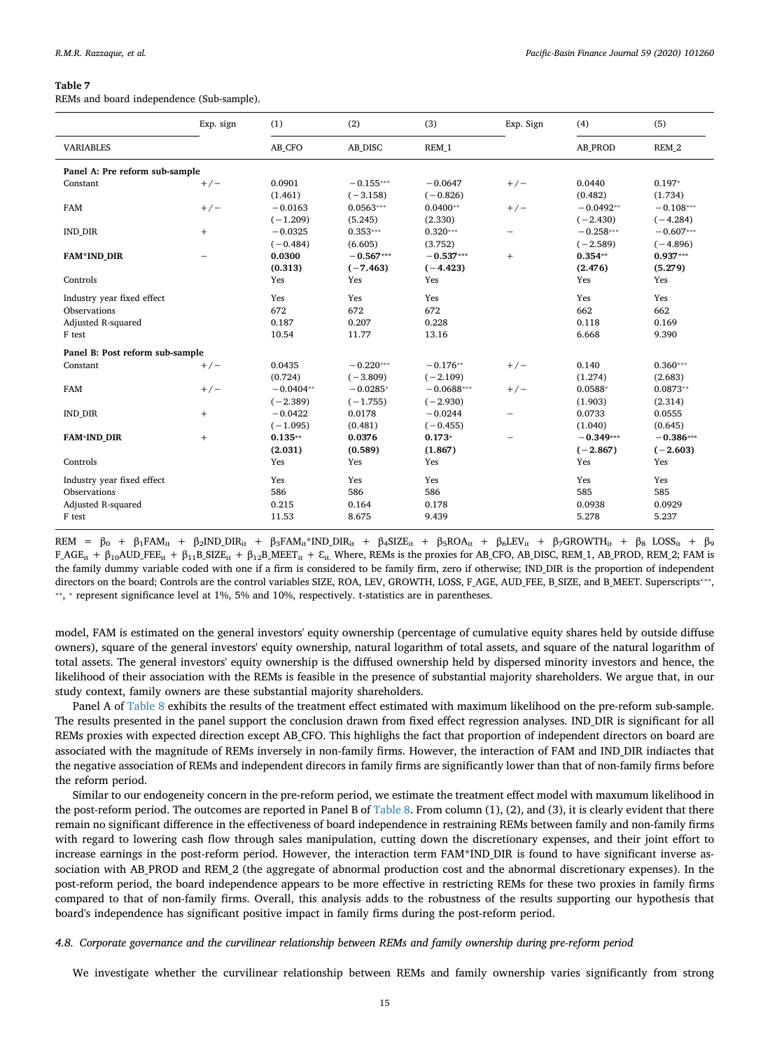**Table 7**

REMs and board independence (Sub-sample).

| VARIABLES | Exp. sign | (1) AB_CFO | (2) AB_DISC | (3) REM_1 | Exp. Sign | (4) AB_PROD | (5) REM_2 |
|---|---|---|---|---|---|---|---|
| **Panel A: Pre reform sub-sample** | | | | | | | |
| Constant | +/− | 0.0901 | −0.155*** | −0.0647 | +/− | 0.0440 | 0.197* |
| | | (1.461) | (−3.158) | (−0.826) | | (0.482) | (1.734) |
| FAM | +/− | −0.0163 | 0.0563*** | 0.0400** | +/− | −0.0492** | −0.108*** |
| | | (−1.209) | (5.245) | (2.330) | | (−2.430) | (−4.284) |
| IND_DIR | + | −0.0325 | 0.353*** | 0.320*** | − | −0.258*** | −0.607*** |
| | | (−0.484) | (6.605) | (3.752) | | (−2.589) | (−4.896) |
| **FAM*IND_DIR** | − | **0.0300** | **−0.567*** ** | **−0.537*** ** | + | **0.354** ** | **0.937*** ** |
| | | **(0.313)** | **(−7.463)** | **(−4.423)** | | **(2.476)** | **(5.279)** |
| Controls | | Yes | Yes | Yes | | Yes | Yes |
| Industry year fixed effect | | Yes | Yes | Yes | | Yes | Yes |
| Observations | | 672 | 672 | 672 | | 662 | 662 |
| Adjusted R-squared | | 0.187 | 0.207 | 0.228 | | 0.118 | 0.169 |
| F test | | 10.54 | 11.77 | 13.16 | | 6.668 | 9.390 |
| **Panel B: Post reform sub-sample** | | | | | | | |
| Constant | +/− | 0.0435 | −0.220*** | −0.176** | +/− | 0.140 | 0.360*** |
| | | (0.724) | (−3.809) | (−2.109) | | (1.274) | (2.683) |
| FAM | +/− | −0.0404** | −0.0285* | −0.0688*** | +/− | 0.0588* | 0.0873** |
| | | (−2.389) | (−1.755) | (−2.930) | | (1.903) | (2.314) |
| IND_DIR | + | −0.0422 | 0.0178 | −0.0244 | − | 0.0733 | 0.0555 |
| | | (−1.095) | (0.481) | (−0.455) | | (1.040) | (0.645) |
| **FAM*IND_DIR** | + | **0.135** ** | **0.0376** | **0.173*** | − | **−0.349*** ** | **−0.386*** ** |
| | | **(2.031)** | **(0.589)** | **(1.867)** | | **(−2.867)** | **(−2.603)** |
| Controls | | Yes | Yes | Yes | | Yes | Yes |
| Industry year fixed effect | | Yes | Yes | Yes | | Yes | Yes |
| Observations | | 586 | 586 | 586 | | 585 | 585 |
| Adjusted R-squared | | 0.215 | 0.164 | 0.178 | | 0.0938 | 0.0929 |
| F test | | 11.53 | 8.675 | 9.439 | | 5.278 | 5.237 |

$REM = \beta_0 + \beta_1 FAM_{it} + \beta_2 IND\_DIR_{it} + \beta_3 FAM_{it}*IND\_DIR_{it} + \beta_4 SIZE_{it} + \beta_5 ROA_{it} + \beta_6 LEV_{it} + \beta_7 GROWTH_{it} + \beta_8\ LOSS_{it} + \beta_9 F\_AGE_{it} + \beta_{10} AUD\_FEE_{it} + \beta_{11} B\_SIZE_{it} + \beta_{12} B\_MEET_{it} + \varepsilon_{it.}$ Where, REMs is the proxies for AB_CFO, AB_DISC, REM_1, AB_PROD, REM_2; FAM is the family dummy variable coded with one if a firm is considered to be family firm, zero if otherwise; IND_DIR is the proportion of independent directors on the board; Controls are the control variables SIZE, ROA, LEV, GROWTH, LOSS, F_AGE, AUD_FEE, B_SIZE, and B_MEET. Superscripts***, **, * represent significance level at 1%, 5% and 10%, respectively. t-statistics are in parentheses.

model, FAM is estimated on the general investors' equity ownership (percentage of cumulative equity shares held by outside diffuse owners), square of the general investors' equity ownership, natural logarithm of total assets, and square of the natural logarithm of total assets. The general investors' equity ownership is the diffused ownership held by dispersed minority investors and hence, the likelihood of their association with the REMs is feasible in the presence of substantial majority shareholders. We argue that, in our study context, family owners are these substantial majority shareholders.

Panel A of Table 8 exhibits the results of the treatment effect estimated with maximum likelihood on the pre-reform sub-sample. The results presented in the panel support the conclusion drawn from fixed effect regression analyses. IND_DIR is significant for all REMs proxies with expected direction except AB_CFO. This highlighs the fact that proportion of independent directors on board are associated with the magnitude of REMs inversely in non-family firms. However, the interaction of FAM and IND_DIR indiactes that the negative association of REMs and independent direcors in family firms are significantly lower than that of non-family firms before the reform period.

Similar to our endogeneity concern in the pre-reform period, we estimate the treatment effect model with maxumum likelihood in the post-reform period. The outcomes are reported in Panel B of Table 8. From column (1), (2), and (3), it is clearly evident that there remain no significant difference in the effectiveness of board independence in restraining REMs between family and non-family firms with regard to lowering cash flow through sales manipulation, cutting down the discretionary expenses, and their joint effort to increase earnings in the post-reform period. However, the interaction term FAM*IND_DIR is found to have significant inverse association with AB_PROD and REM_2 (the aggregate of abnormal production cost and the abnormal discretionary expenses). In the post-reform period, the board independence appears to be more effective in restricting REMs for these two proxies in family firms compared to that of non-family firms. Overall, this analysis adds to the robustness of the results supporting our hypothesis that board's independence has significant positive impact in family firms during the post-reform period.

#### *4.8. Corporate governance and the curvilinear relationship between REMs and family ownership during pre-reform period*

We investigate whether the curvilinear relationship between REMs and family ownership varies significantly from strong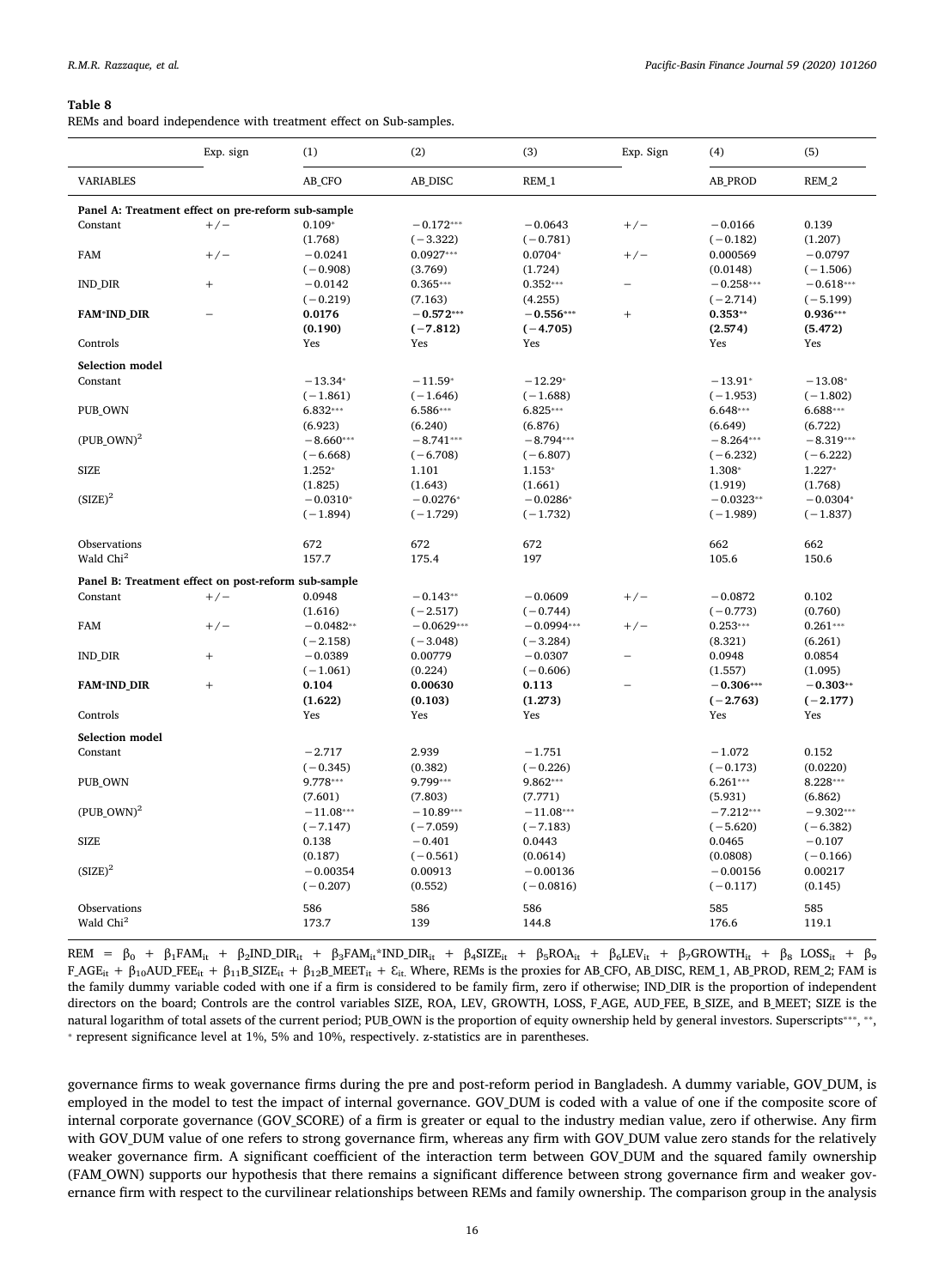**Table 8**

REMs and board independence with treatment effect on Sub-samples.

| | Exp. sign | (1) | (2) | (3) | Exp. Sign | (4) | (5) |
|---|---|---|---|---|---|---|---|
| VARIABLES | | AB_CFO | AB_DISC | REM_1 | | AB_PROD | REM_2 |
| **Panel A: Treatment effect on pre-reform sub-sample** | | | | | | | |
| Constant | +/− | 0.109* | −0.172*** | −0.0643 | +/− | −0.0166 | 0.139 |
| | | (1.768) | (−3.322) | (−0.781) | | (−0.182) | (1.207) |
| FAM | +/− | −0.0241 | 0.0927*** | 0.0704* | +/− | 0.000569 | −0.0797 |
| | | (−0.908) | (3.769) | (1.724) | | (0.0148) | (−1.506) |
| IND_DIR | + | −0.0142 | 0.365*** | 0.352*** | − | −0.258*** | −0.618*** |
| | | (−0.219) | (7.163) | (4.255) | | (−2.714) | (−5.199) |
| **FAM*IND_DIR** | − | **0.0176** | **−0.572***** | **−0.556***** | + | **0.353**** | **0.936***** |
| | | **(0.190)** | **(−7.812)** | **(−4.705)** | | **(2.574)** | **(5.472)** |
| Controls | | Yes | Yes | Yes | | Yes | Yes |
| **Selection model** | | | | | | | |
| Constant | | −13.34* | −11.59* | −12.29* | | −13.91* | −13.08* |
| | | (−1.861) | (−1.646) | (−1.688) | | (−1.953) | (−1.802) |
| PUB_OWN | | 6.832*** | 6.586*** | 6.825*** | | 6.648*** | 6.688*** |
| | | (6.923) | (6.240) | (6.876) | | (6.649) | (6.722) |
| $(PUB\_OWN)^2$ | | −8.660*** | −8.741*** | −8.794*** | | −8.264*** | −8.319*** |
| | | (−6.668) | (−6.708) | (−6.807) | | (−6.232) | (−6.222) |
| SIZE | | 1.252* | 1.101 | 1.153* | | 1.308* | 1.227* |
| | | (1.825) | (1.643) | (1.661) | | (1.919) | (1.768) |
| $(SIZE)^2$ | | −0.0310* | −0.0276* | −0.0286* | | −0.0323** | −0.0304* |
| | | (−1.894) | (−1.729) | (−1.732) | | (−1.989) | (−1.837) |
| Observations | | 672 | 672 | 672 | | 662 | 662 |
| Wald $Chi^2$ | | 157.7 | 175.4 | 197 | | 105.6 | 150.6 |
| **Panel B: Treatment effect on post-reform sub-sample** | | | | | | | |
| Constant | +/− | 0.0948 | −0.143** | −0.0609 | +/− | −0.0872 | 0.102 |
| | | (1.616) | (−2.517) | (−0.744) | | (−0.773) | (0.760) |
| FAM | +/− | −0.0482** | −0.0629*** | −0.0994*** | +/− | 0.253*** | 0.261*** |
| | | (−2.158) | (−3.048) | (−3.284) | | (8.321) | (6.261) |
| IND_DIR | + | −0.0389 | 0.00779 | −0.0307 | − | 0.0948 | 0.0854 |
| | | (−1.061) | (0.224) | (−0.606) | | (1.557) | (1.095) |
| **FAM*IND_DIR** | + | **0.104** | **0.00630** | **0.113** | − | **−0.306***** | **−0.303**** |
| | | **(1.622)** | **(0.103)** | **(1.273)** | | **(−2.763)** | **(−2.177)** |
| Controls | | Yes | Yes | Yes | | Yes | Yes |
| **Selection model** | | | | | | | |
| Constant | | −2.717 | 2.939 | −1.751 | | −1.072 | 0.152 |
| | | (−0.345) | (0.382) | (−0.226) | | (−0.173) | (0.0220) |
| PUB_OWN | | 9.778*** | 9.799*** | 9.862*** | | 6.261*** | 8.228*** |
| | | (7.601) | (7.803) | (7.771) | | (5.931) | (6.862) |
| $(PUB\_OWN)^2$ | | −11.08*** | −10.89*** | −11.08*** | | −7.212*** | −9.302*** |
| | | (−7.147) | (−7.059) | (−7.183) | | (−5.620) | (−6.382) |
| SIZE | | 0.138 | −0.401 | 0.0443 | | 0.0465 | −0.107 |
| | | (0.187) | (−0.561) | (0.0614) | | (0.0808) | (−0.166) |
| $(SIZE)^2$ | | −0.00354 | 0.00913 | −0.00136 | | −0.00156 | 0.00217 |
| | | (−0.207) | (0.552) | (−0.0816) | | (−0.117) | (0.145) |
| Observations | | 586 | 586 | 586 | | 585 | 585 |
| Wald $Chi^2$ | | 173.7 | 139 | 144.8 | | 176.6 | 119.1 |

$REM = \beta_0 + \beta_1 FAM_{it} + \beta_2 IND\_DIR_{it} + \beta_3 FAM_{it}{*}IND\_DIR_{it} + \beta_4 SIZE_{it} + \beta_5 ROA_{it} + \beta_6 LEV_{it} + \beta_7 GROWTH_{it} + \beta_8 LOSS_{it} + \beta_9 F\_AGE_{it} + \beta_{10} AUD\_FEE_{it} + \beta_{11} B\_SIZE_{it} + \beta_{12} B\_MEET_{it} + \varepsilon_{it.}$ Where, REMs is the proxies for AB_CFO, AB_DISC, REM_1, AB_PROD, REM_2; FAM is the family dummy variable coded with one if a firm is considered to be family firm, zero if otherwise; IND_DIR is the proportion of independent directors on the board; Controls are the control variables SIZE, ROA, LEV, GROWTH, LOSS, F_AGE, AUD_FEE, B_SIZE, and B_MEET; SIZE is the natural logarithm of total assets of the current period; PUB_OWN is the proportion of equity ownership held by general investors. Superscripts***, **, * represent significance level at 1%, 5% and 10%, respectively. z-statistics are in parentheses.

governance firms to weak governance firms during the pre and post-reform period in Bangladesh. A dummy variable, GOV_DUM, is employed in the model to test the impact of internal governance. GOV_DUM is coded with a value of one if the composite score of internal corporate governance (GOV_SCORE) of a firm is greater or equal to the industry median value, zero if otherwise. Any firm with GOV_DUM value of one refers to strong governance firm, whereas any firm with GOV_DUM value zero stands for the relatively weaker governance firm. A significant coefficient of the interaction term between GOV_DUM and the squared family ownership (FAM_OWN) supports our hypothesis that there remains a significant difference between strong governance firm and weaker governance firm with respect to the curvilinear relationships between REMs and family ownership. The comparison group in the analysis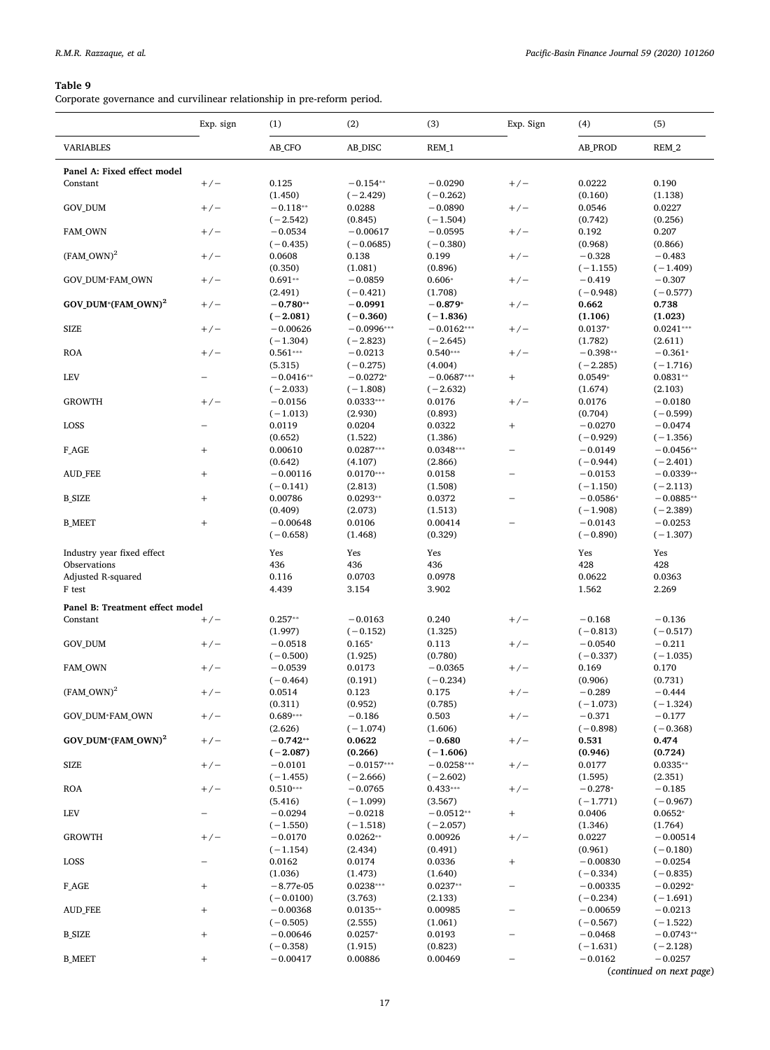**Table 9**

Corporate governance and curvilinear relationship in pre-reform period.

| | Exp. sign | (1) | (2) | (3) | Exp. Sign | (4) | (5) |
|---|---|---|---|---|---|---|---|
| VARIABLES | | AB_CFO | AB_DISC | REM_1 | | AB_PROD | REM_2 |
| **Panel A: Fixed effect model** | | | | | | | |
| Constant | +/− | 0.125 | −0.154** | −0.0290 | +/− | 0.0222 | 0.190 |
| | | (1.450) | (−2.429) | (−0.262) | | (0.160) | (1.138) |
| GOV_DUM | +/− | −0.118** | 0.0288 | −0.0890 | +/− | 0.0546 | 0.0227 |
| | | (−2.542) | (0.845) | (−1.504) | | (0.742) | (0.256) |
| FAM_OWN | +/− | −0.0534 | −0.00617 | −0.0595 | +/− | 0.192 | 0.207 |
| | | (−0.435) | (−0.0685) | (−0.380) | | (0.968) | (0.866) |
| $(FAM\_OWN)^2$ | +/− | 0.0608 | 0.138 | 0.199 | +/− | −0.328 | −0.483 |
| | | (0.350) | (1.081) | (0.896) | | (−1.155) | (−1.409) |
| GOV_DUM*FAM_OWN | +/− | 0.691** | −0.0859 | 0.606* | +/− | −0.419 | −0.307 |
| | | (2.491) | (−0.421) | (1.708) | | (−0.948) | (−0.577) |
| **GOV_DUM*(FAM_OWN)$^2$** | +/− | **−0.780**** | **−0.0991** | **−0.879*** | +/− | **0.662** | **0.738** |
| | | **(−2.081)** | **(−0.360)** | **(−1.836)** | | **(1.106)** | **(1.023)** |
| SIZE | +/− | −0.00626 | −0.0996*** | −0.0162*** | +/− | 0.0137* | 0.0241*** |
| | | (−1.304) | (−2.823) | (−2.645) | | (1.782) | (2.611) |
| ROA | +/− | 0.561*** | −0.0213 | 0.540*** | +/− | −0.398** | −0.361* |
| | | (5.315) | (−0.275) | (4.004) | | (−2.285) | (−1.716) |
| LEV | − | −0.0416** | −0.0272* | −0.0687*** | + | 0.0549* | 0.0831** |
| | | (−2.033) | (−1.808) | (−2.632) | | (1.674) | (2.103) |
| GROWTH | +/− | −0.0156 | 0.0333*** | 0.0176 | +/− | 0.0176 | −0.0180 |
| | | (−1.013) | (2.930) | (0.893) | | (0.704) | (−0.599) |
| LOSS | − | 0.0119 | 0.0204 | 0.0322 | + | −0.0270 | −0.0474 |
| | | (0.652) | (1.522) | (1.386) | | (−0.929) | (−1.356) |
| F_AGE | + | 0.00610 | 0.0287*** | 0.0348*** | − | −0.0149 | −0.0456** |
| | | (0.642) | (4.107) | (2.866) | | (−0.944) | (−2.401) |
| AUD_FEE | + | −0.00116 | 0.0170*** | 0.0158 | − | −0.0153 | −0.0339** |
| | | (−0.141) | (2.813) | (1.508) | | (−1.150) | (−2.113) |
| B_SIZE | + | 0.00786 | 0.0293** | 0.0372 | − | −0.0586* | −0.0885** |
| | | (0.409) | (2.073) | (1.513) | | (−1.908) | (−2.389) |
| B_MEET | + | −0.00648 | 0.0106 | 0.00414 | − | −0.0143 | −0.0253 |
| | | (−0.658) | (1.468) | (0.329) | | (−0.890) | (−1.307) |
| Industry year fixed effect | | Yes | Yes | Yes | | Yes | Yes |
| Observations | | 436 | 436 | 436 | | 428 | 428 |
| Adjusted R-squared | | 0.116 | 0.0703 | 0.0978 | | 0.0622 | 0.0363 |
| F test | | 4.439 | 3.154 | 3.902 | | 1.562 | 2.269 |
| **Panel B: Treatment effect model** | | | | | | | |
| Constant | +/− | 0.257** | −0.0163 | 0.240 | +/− | −0.168 | −0.136 |
| | | (1.997) | (−0.152) | (1.325) | | (−0.813) | (−0.517) |
| GOV_DUM | +/− | −0.0518 | 0.165* | 0.113 | +/− | −0.0540 | −0.211 |
| | | (−0.500) | (1.925) | (0.780) | | (−0.337) | (−1.035) |
| FAM_OWN | +/− | −0.0539 | 0.0173 | −0.0365 | +/− | 0.169 | 0.170 |
| | | (−0.464) | (0.191) | (−0.234) | | (0.906) | (0.731) |
| $(FAM\_OWN)^2$ | +/− | 0.0514 | 0.123 | 0.175 | +/− | −0.289 | −0.444 |
| | | (0.311) | (0.952) | (0.785) | | (−1.073) | (−1.324) |
| GOV_DUM*FAM_OWN | +/− | 0.689*** | −0.186 | 0.503 | +/− | −0.371 | −0.177 |
| | | (2.626) | (−1.074) | (1.606) | | (−0.898) | (−0.368) |
| **GOV_DUM*(FAM_OWN)$^2$** | +/− | **−0.742**** | **0.0622** | **−0.680** | +/− | **0.531** | **0.474** |
| | | **(−2.087)** | **(0.266)** | **(−1.606)** | | **(0.946)** | **(0.724)** |
| SIZE | +/− | −0.0101 | −0.0157*** | −0.0258*** | +/− | 0.0177 | 0.0335** |
| | | (−1.455) | (−2.666) | (−2.602) | | (1.595) | (2.351) |
| ROA | +/− | 0.510*** | −0.0765 | 0.433*** | +/− | −0.278* | −0.185 |
| | | (5.416) | (−1.099) | (3.567) | | (−1.771) | (−0.967) |
| LEV | − | −0.0294 | −0.0218 | −0.0512** | + | 0.0406 | 0.0652* |
| | | (−1.550) | (−1.518) | (−2.057) | | (1.346) | (1.764) |
| GROWTH | +/− | −0.0170 | 0.0262** | 0.00926 | +/− | 0.0227 | −0.00514 |
| | | (−1.154) | (2.434) | (0.491) | | (0.961) | (−0.180) |
| LOSS | − | 0.0162 | 0.0174 | 0.0336 | + | −0.00830 | −0.0254 |
| | | (1.036) | (1.473) | (1.640) | | (−0.334) | (−0.835) |
| F_AGE | + | −8.77e-05 | 0.0238*** | 0.0237** | − | −0.00335 | −0.0292* |
| | | (−0.0100) | (3.763) | (2.133) | | (−0.234) | (−1.691) |
| AUD_FEE | + | −0.00368 | 0.0135** | 0.00985 | − | −0.00659 | −0.0213 |
| | | (−0.505) | (2.555) | (1.061) | | (−0.567) | (−1.522) |
| B_SIZE | + | −0.00646 | 0.0257* | 0.0193 | − | −0.0468 | −0.0743** |
| | | (−0.358) | (1.915) | (0.823) | | (−1.631) | (−2.128) |
| B_MEET | + | −0.00417 | 0.00886 | 0.00469 | − | −0.0162 | −0.0257 |

(*continued on next page*)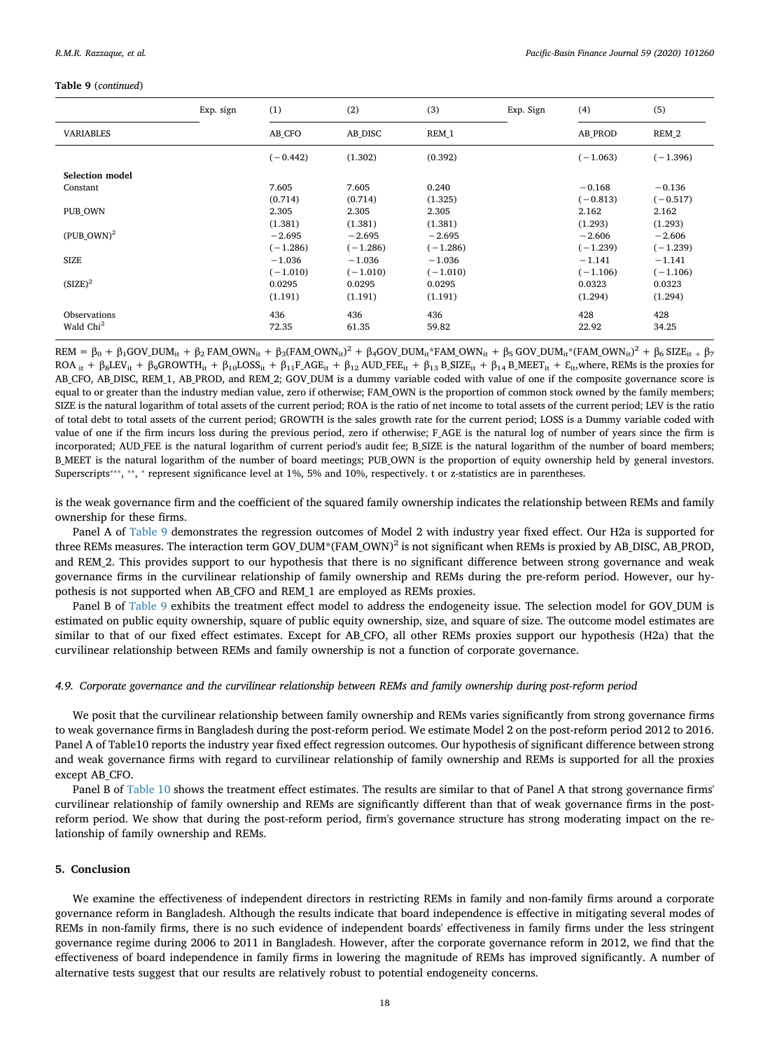**Table 9** (*continued*)

| VARIABLES | Exp. sign | (1) AB_CFO | (2) AB_DISC | (3) REM_1 | Exp. Sign | (4) AB_PROD | (5) REM_2 |
|---|---|---|---|---|---|---|---|
| | | (−0.442) | (1.302) | (0.392) | | (−1.063) | (−1.396) |
| **Selection model** | | | | | | | |
| Constant | | 7.605 | 7.605 | 0.240 | | −0.168 | −0.136 |
| | | (0.714) | (0.714) | (1.325) | | (−0.813) | (−0.517) |
| PUB_OWN | | 2.305 | 2.305 | 2.305 | | 2.162 | 2.162 |
| | | (1.381) | (1.381) | (1.381) | | (1.293) | (1.293) |
| $(\text{PUB\_OWN})^2$ | | −2.695 | −2.695 | −2.695 | | −2.606 | −2.606 |
| | | (−1.286) | (−1.286) | (−1.286) | | (−1.239) | (−1.239) |
| SIZE | | −1.036 | −1.036 | −1.036 | | −1.141 | −1.141 |
| | | (−1.010) | (−1.010) | (−1.010) | | (−1.106) | (−1.106) |
| $(\text{SIZE})^2$ | | 0.0295 | 0.0295 | 0.0295 | | 0.0323 | 0.0323 |
| | | (1.191) | (1.191) | (1.191) | | (1.294) | (1.294) |
| Observations | | 436 | 436 | 436 | | 428 | 428 |
| Wald $\text{Chi}^2$ | | 72.35 | 61.35 | 59.82 | | 22.92 | 34.25 |

$\text{REM} = \beta_0 + \beta_1\text{GOV\_DUM}_{it} + \beta_2\,\text{FAM\_OWN}_{it} + \beta_3(\text{FAM\_OWN}_{it})^2 + \beta_4\text{GOV\_DUM}_{it}{*}\text{FAM\_OWN}_{it} + \beta_5\,\text{GOV\_DUM}_{it}{*}(\text{FAM\_OWN}_{it})^2 + \beta_6\,\text{SIZE}_{it} + \beta_7\,\text{ROA}_{it} + \beta_8\text{LEV}_{it} + \beta_9\text{GROWTH}_{it} + \beta_{10}\text{LOSS}_{it} + \beta_{11}\text{F\_AGE}_{it} + \beta_{12}\,\text{AUD\_FEE}_{it} + \beta_{13}\,\text{B\_SIZE}_{it} + \beta_{14}\,\text{B\_MEET}_{it} + \varepsilon_{it}$, where, REMs is the proxies for AB_CFO, AB_DISC, REM_1, AB_PROD, and REM_2; GOV_DUM is a dummy variable coded with value of one if the composite governance score is equal to or greater than the industry median value, zero if otherwise; FAM_OWN is the proportion of common stock owned by the family members; SIZE is the natural logarithm of total assets of the current period; ROA is the ratio of net income to total assets of the current period; LEV is the ratio of total debt to total assets of the current period; GROWTH is the sales growth rate for the current period; LOSS is a Dummy variable coded with value of one if the firm incurs loss during the previous period, zero if otherwise; F_AGE is the natural log of number of years since the firm is incorporated; AUD_FEE is the natural logarithm of current period's audit fee; B_SIZE is the natural logarithm of the number of board members; B_MEET is the natural logarithm of the number of board meetings; PUB_OWN is the proportion of equity ownership held by general investors. Superscripts***, **, * represent significance level at 1%, 5% and 10%, respectively. t or z-statistics are in parentheses.

is the weak governance firm and the coefficient of the squared family ownership indicates the relationship between REMs and family ownership for these firms.

Panel A of Table 9 demonstrates the regression outcomes of Model 2 with industry year fixed effect. Our H2a is supported for three REMs measures. The interaction term $\text{GOV\_DUM}{*}(\text{FAM\_OWN})^2$ is not significant when REMs is proxied by AB_DISC, AB_PROD, and REM_2. This provides support to our hypothesis that there is no significant difference between strong governance and weak governance firms in the curvilinear relationship of family ownership and REMs during the pre-reform period. However, our hypothesis is not supported when AB_CFO and REM_1 are employed as REMs proxies.

Panel B of Table 9 exhibits the treatment effect model to address the endogeneity issue. The selection model for GOV_DUM is estimated on public equity ownership, square of public equity ownership, size, and square of size. The outcome model estimates are similar to that of our fixed effect estimates. Except for AB_CFO, all other REMs proxies support our hypothesis (H2a) that the curvilinear relationship between REMs and family ownership is not a function of corporate governance.

### *4.9. Corporate governance and the curvilinear relationship between REMs and family ownership during post-reform period*

We posit that the curvilinear relationship between family ownership and REMs varies significantly from strong governance firms to weak governance firms in Bangladesh during the post-reform period. We estimate Model 2 on the post-reform period 2012 to 2016. Panel A of Table10 reports the industry year fixed effect regression outcomes. Our hypothesis of significant difference between strong and weak governance firms with regard to curvilinear relationship of family ownership and REMs is supported for all the proxies except AB_CFO.

Panel B of Table 10 shows the treatment effect estimates. The results are similar to that of Panel A that strong governance firms' curvilinear relationship of family ownership and REMs are significantly different than that of weak governance firms in the post-reform period. We show that during the post-reform period, firm's governance structure has strong moderating impact on the relationship of family ownership and REMs.

## 5. Conclusion

We examine the effectiveness of independent directors in restricting REMs in family and non-family firms around a corporate governance reform in Bangladesh. Although the results indicate that board independence is effective in mitigating several modes of REMs in non-family firms, there is no such evidence of independent boards' effectiveness in family firms under the less stringent governance regime during 2006 to 2011 in Bangladesh. However, after the corporate governance reform in 2012, we find that the effectiveness of board independence in family firms in lowering the magnitude of REMs has improved significantly. A number of alternative tests suggest that our results are relatively robust to potential endogeneity concerns.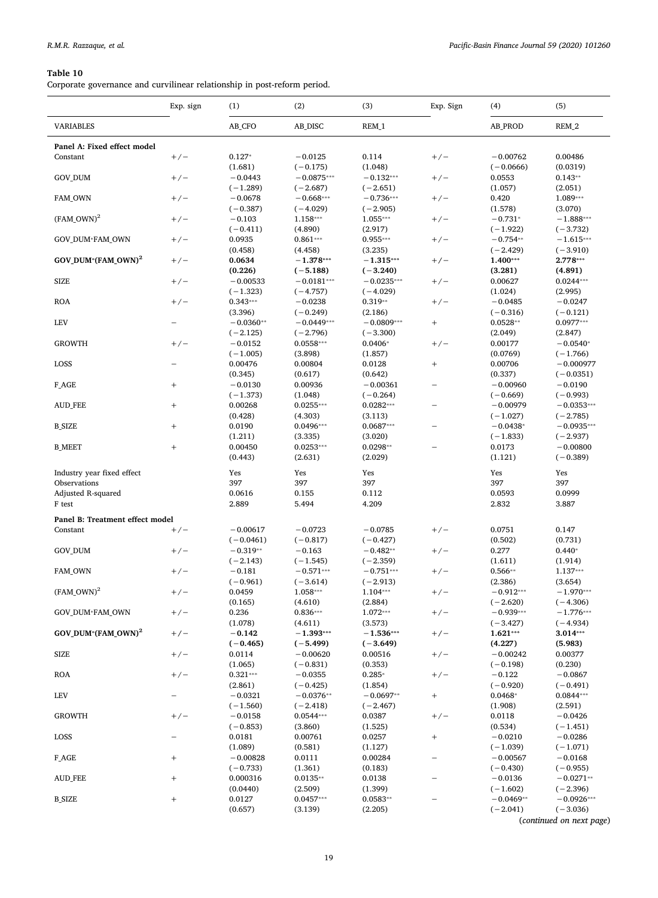**Table 10**
Corporate governance and curvilinear relationship in post-reform period.

| VARIABLES | Exp. sign | (1) AB_CFO | (2) AB_DISC | (3) REM_1 | Exp. Sign | (4) AB_PROD | (5) REM_2 |
|---|---|---|---|---|---|---|---|
| **Panel A: Fixed effect model** | | | | | | | |
| Constant | +/− | 0.127* | −0.0125 | 0.114 | +/− | −0.00762 | 0.00486 |
| | | (1.681) | (−0.175) | (1.048) | | (−0.0666) | (0.0319) |
| GOV_DUM | +/− | −0.0443 | −0.0875*** | −0.132*** | +/− | 0.0553 | 0.143** |
| | | (−1.289) | (−2.687) | (−2.651) | | (1.057) | (2.051) |
| FAM_OWN | +/− | −0.0678 | −0.668*** | −0.736*** | +/− | 0.420 | 1.089*** |
| | | (−0.387) | (−4.029) | (−2.905) | | (1.578) | (3.070) |
| $(FAM\_OWN)^2$ | +/− | −0.103 | 1.158*** | 1.055*** | +/− | −0.731* | −1.888*** |
| | | (−0.411) | (4.890) | (2.917) | | (−1.922) | (−3.732) |
| GOV_DUM*FAM_OWN | +/− | 0.0935 | 0.861*** | 0.955*** | +/− | −0.754** | −1.615*** |
| | | (0.458) | (4.458) | (3.235) | | (−2.429) | (−3.910) |
| **GOV_DUM*$(FAM\_OWN)^2$** | +/− | **0.0634** | **−1.378*****| **−1.315***** | +/− | **1.400***** | **2.778***** |
| | | **(0.226)** | **(−5.188)** | **(−3.240)** | | **(3.281)** | **(4.891)** |
| SIZE | +/− | −0.00533 | −0.0181*** | −0.0235*** | +/− | 0.00627 | 0.0244*** |
| | | (−1.323) | (−4.757) | (−4.029) | | (1.024) | (2.995) |
| ROA | +/− | 0.343*** | −0.0238 | 0.319** | +/− | −0.0485 | −0.0247 |
| | | (3.396) | (−0.249) | (2.186) | | (−0.316) | (−0.121) |
| LEV | − | −0.0360** | −0.0449*** | −0.0809*** | + | 0.0528** | 0.0977*** |
| | | (−2.125) | (−2.796) | (−3.300) | | (2.049) | (2.847) |
| GROWTH | +/− | −0.0152 | 0.0558*** | 0.0406* | +/− | 0.00177 | −0.0540* |
| | | (−1.005) | (3.898) | (1.857) | | (0.0769) | (−1.766) |
| LOSS | − | 0.00476 | 0.00804 | 0.0128 | + | 0.00706 | −0.000977 |
| | | (0.345) | (0.617) | (0.642) | | (0.337) | (−0.0351) |
| F_AGE | + | −0.0130 | 0.00936 | −0.00361 | − | −0.00960 | −0.0190 |
| | | (−1.373) | (1.048) | (−0.264) | | (−0.669) | (−0.993) |
| AUD_FEE | + | 0.00268 | 0.0255*** | 0.0282*** | − | −0.00979 | −0.0353*** |
| | | (0.428) | (4.303) | (3.113) | | (−1.027) | (−2.785) |
| B_SIZE | + | 0.0190 | 0.0496*** | 0.0687*** | − | −0.0438* | −0.0935*** |
| | | (1.211) | (3.335) | (3.020) | | (−1.833) | (−2.937) |
| B_MEET | + | 0.00450 | 0.0253*** | 0.0298** | − | 0.0173 | −0.00800 |
| | | (0.443) | (2.631) | (2.029) | | (1.121) | (−0.389) |
| Industry year fixed effect | | Yes | Yes | Yes | | Yes | Yes |
| Observations | | 397 | 397 | 397 | | 397 | 397 |
| Adjusted R-squared | | 0.0616 | 0.155 | 0.112 | | 0.0593 | 0.0999 |
| F test | | 2.889 | 5.494 | 4.209 | | 2.832 | 3.887 |
| **Panel B: Treatment effect model** | | | | | | | |
| Constant | +/− | −0.00617 | −0.0723 | −0.0785 | +/− | 0.0751 | 0.147 |
| | | (−0.0461) | (−0.817) | (−0.427) | | (0.502) | (0.731) |
| GOV_DUM | +/− | −0.319** | −0.163 | −0.482** | +/− | 0.277 | 0.440* |
| | | (−2.143) | (−1.545) | (−2.359) | | (1.611) | (1.914) |
| FAM_OWN | +/− | −0.181 | −0.571*** | −0.751*** | +/− | 0.566** | 1.137*** |
| | | (−0.961) | (−3.614) | (−2.913) | | (2.386) | (3.654) |
| $(FAM\_OWN)^2$ | +/− | 0.0459 | 1.058*** | 1.104*** | +/− | −0.912*** | −1.970*** |
| | | (0.165) | (4.610) | (2.884) | | (−2.620) | (−4.306) |
| GOV_DUM*FAM_OWN | +/− | 0.236 | 0.836*** | 1.072*** | +/− | −0.939*** | −1.776*** |
| | | (1.078) | (4.611) | (3.573) | | (−3.427) | (−4.934) |
| **GOV_DUM*$(FAM\_OWN)^2$** | +/− | **−0.142** | **−1.393***** | **−1.536***** | +/− | **1.621***** | **3.014***** |
| | | **(−0.465)** | **(−5.499)** | **(−3.649)** | | **(4.227)** | **(5.983)** |
| SIZE | +/− | 0.0114 | −0.00620 | 0.00516 | +/− | −0.00242 | 0.00377 |
| | | (1.065) | (−0.831) | (0.353) | | (−0.198) | (0.230) |
| ROA | +/− | 0.321*** | −0.0355 | 0.285* | +/− | −0.122 | −0.0867 |
| | | (2.861) | (−0.425) | (1.854) | | (−0.920) | (−0.491) |
| LEV | − | −0.0321 | −0.0376** | −0.0697** | + | 0.0468* | 0.0844*** |
| | | (−1.560) | (−2.418) | (−2.467) | | (1.908) | (2.591) |
| GROWTH | +/− | −0.0158 | 0.0544*** | 0.0387 | +/− | 0.0118 | −0.0426 |
| | | (−0.853) | (3.860) | (1.525) | | (0.534) | (−1.451) |
| LOSS | − | 0.0181 | 0.00761 | 0.0257 | + | −0.0210 | −0.0286 |
| | | (1.089) | (0.581) | (1.127) | | (−1.039) | (−1.071) |
| F_AGE | + | −0.00828 | 0.0111 | 0.00284 | − | −0.00567 | −0.0168 |
| | | (−0.733) | (1.361) | (0.183) | | (−0.430) | (−0.955) |
| AUD_FEE | + | 0.000316 | 0.0135** | 0.0138 | − | −0.0136 | −0.0271** |
| | | (0.0440) | (2.509) | (1.399) | | (−1.602) | (−2.396) |
| B_SIZE | + | 0.0127 | 0.0457*** | 0.0583** | − | −0.0469** | −0.0926*** |
| | | (0.657) | (3.139) | (2.205) | | (−2.041) | (−3.036) |

(*continued on next page*)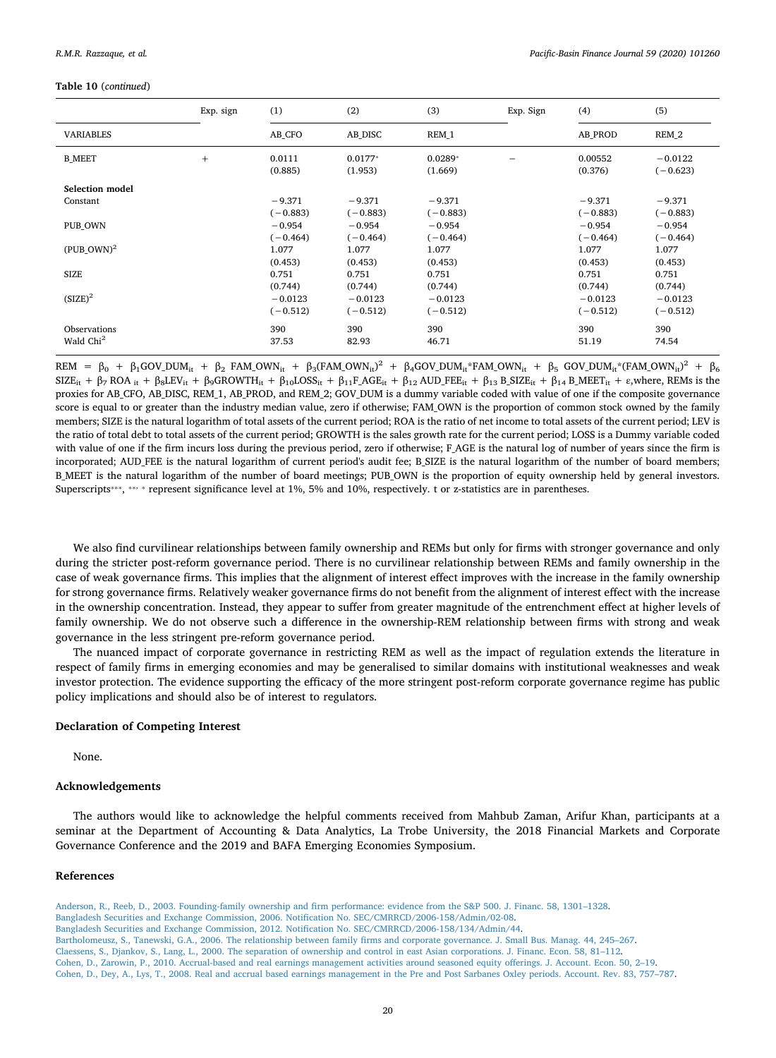**Table 10** (*continued*)

| VARIABLES | Exp. sign | (1) AB_CFO | (2) AB_DISC | (3) REM_1 | Exp. Sign | (4) AB_PROD | (5) REM_2 |
|---|---|---|---|---|---|---|---|
| B_MEET | + | 0.0111 | 0.0177* | 0.0289* | − | 0.00552 | −0.0122 |
| | | (0.885) | (1.953) | (1.669) | | (0.376) | (−0.623) |
| **Selection model** | | | | | | | |
| Constant | | −9.371 | −9.371 | −9.371 | | −9.371 | −9.371 |
| | | (−0.883) | (−0.883) | (−0.883) | | (−0.883) | (−0.883) |
| PUB_OWN | | −0.954 | −0.954 | −0.954 | | −0.954 | −0.954 |
| | | (−0.464) | (−0.464) | (−0.464) | | (−0.464) | (−0.464) |
| $(PUB\_OWN)^2$ | | 1.077 | 1.077 | 1.077 | | 1.077 | 1.077 |
| | | (0.453) | (0.453) | (0.453) | | (0.453) | (0.453) |
| SIZE | | 0.751 | 0.751 | 0.751 | | 0.751 | 0.751 |
| | | (0.744) | (0.744) | (0.744) | | (0.744) | (0.744) |
| $(SIZE)^2$ | | −0.0123 | −0.0123 | −0.0123 | | −0.0123 | −0.0123 |
| | | (−0.512) | (−0.512) | (−0.512) | | (−0.512) | (−0.512) |
| Observations | | 390 | 390 | 390 | | 390 | 390 |
| Wald $Chi^2$ | | 37.53 | 82.93 | 46.71 | | 51.19 | 74.54 |

$REM = \beta_0 + \beta_1 GOV\_DUM_{it} + \beta_2 FAM\_OWN_{it} + \beta_3 (FAM\_OWN_{it})^2 + \beta_4 GOV\_DUM_{it}*FAM\_OWN_{it} + \beta_5 GOV\_DUM_{it}*(FAM\_OWN_{it})^2 + \beta_6 SIZE_{it} + \beta_7 ROA_{it} + \beta_8 LEV_{it} + \beta_9 GROWTH_{it} + \beta_{10} LOSS_{it} + \beta_{11} F\_AGE_{it} + \beta_{12} AUD\_FEE_{it} + \beta_{13} B\_SIZE_{it} + \beta_{14} B\_MEET_{it} + \varepsilon$, where, REMs is the proxies for AB_CFO, AB_DISC, REM_1, AB_PROD, and REM_2; GOV_DUM is a dummy variable coded with value of one if the composite governance score is equal to or greater than the industry median value, zero if otherwise; FAM_OWN is the proportion of common stock owned by the family members; SIZE is the natural logarithm of total assets of the current period; ROA is the ratio of net income to total assets of the current period; LEV is the ratio of total debt to total assets of the current period; GROWTH is the sales growth rate for the current period; LOSS is a Dummy variable coded with value of one if the firm incurs loss during the previous period, zero if otherwise; F_AGE is the natural log of number of years since the firm is incorporated; AUD_FEE is the natural logarithm of current period's audit fee; B_SIZE is the natural logarithm of the number of board members; B_MEET is the natural logarithm of the number of board meetings; PUB_OWN is the proportion of equity ownership held by general investors. Superscripts***, **, * represent significance level at 1%, 5% and 10%, respectively. t or z-statistics are in parentheses.

We also find curvilinear relationships between family ownership and REMs but only for firms with stronger governance and only during the stricter post-reform governance period. There is no curvilinear relationship between REMs and family ownership in the case of weak governance firms. This implies that the alignment of interest effect improves with the increase in the family ownership for strong governance firms. Relatively weaker governance firms do not benefit from the alignment of interest effect with the increase in the ownership concentration. Instead, they appear to suffer from greater magnitude of the entrenchment effect at higher levels of family ownership. We do not observe such a difference in the ownership-REM relationship between firms with strong and weak governance in the less stringent pre-reform governance period.

The nuanced impact of corporate governance in restricting REM as well as the impact of regulation extends the literature in respect of family firms in emerging economies and may be generalised to similar domains with institutional weaknesses and weak investor protection. The evidence supporting the efficacy of the more stringent post-reform corporate governance regime has public policy implications and should also be of interest to regulators.

## Declaration of Competing Interest

None.

## Acknowledgements

The authors would like to acknowledge the helpful comments received from Mahbub Zaman, Arifur Khan, participants at a seminar at the Department of Accounting & Data Analytics, La Trobe University, the 2018 Financial Markets and Corporate Governance Conference and the 2019 and BAFA Emerging Economies Symposium.

## References

Anderson, R., Reeb, D., 2003. Founding-family ownership and firm performance: evidence from the S&P 500. J. Financ. 58, 1301–1328.
Bangladesh Securities and Exchange Commission, 2006. Notification No. SEC/CMRRCD/2006-158/Admin/02-08.
Bangladesh Securities and Exchange Commission, 2012. Notification No. SEC/CMRRCD/2006-158/134/Admin/44.
Bartholomeusz, S., Tanewski, G.A., 2006. The relationship between family firms and corporate governance. J. Small Bus. Manag. 44, 245–267.
Claessens, S., Djankov, S., Lang, L., 2000. The separation of ownership and control in east Asian corporations. J. Financ. Econ. 58, 81–112.
Cohen, D., Zarowin, P., 2010. Accrual-based and real earnings management activities around seasoned equity offerings. J. Account. Econ. 50, 2–19.
Cohen, D., Dey, A., Lys, T., 2008. Real and accrual based earnings management in the Pre and Post Sarbanes Oxley periods. Account. Rev. 83, 757–787.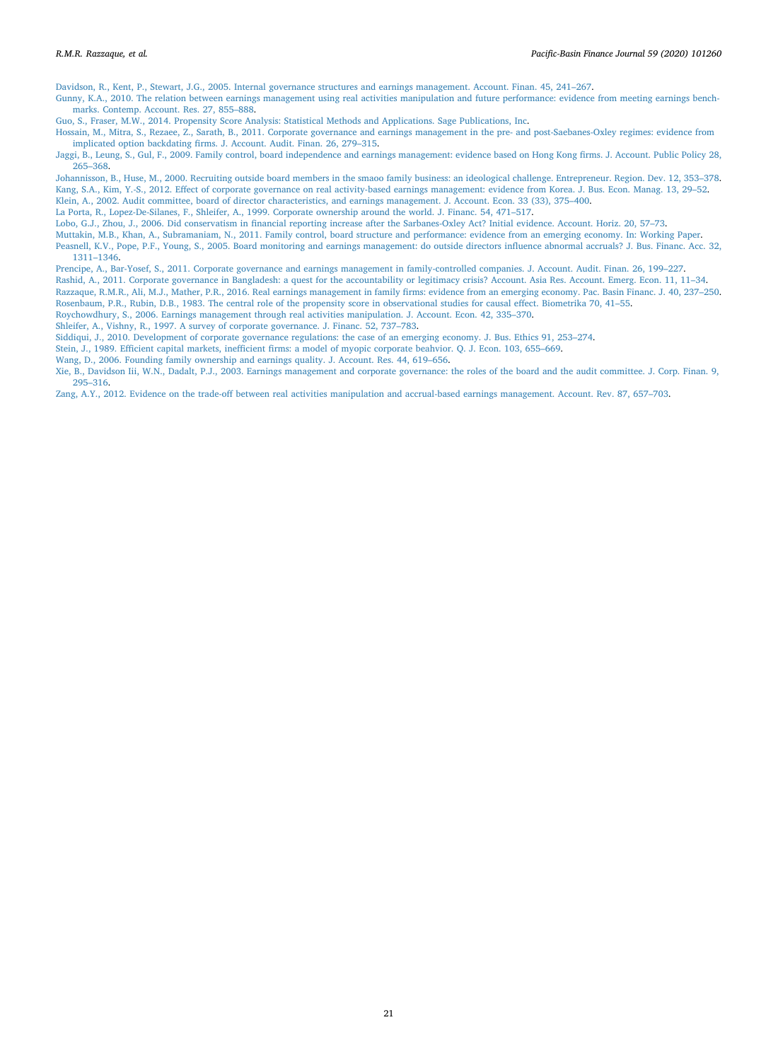Davidson, R., Kent, P., Stewart, J.G., 2005. Internal governance structures and earnings management. Account. Finan. 45, 241–267.

Gunny, K.A., 2010. The relation between earnings management using real activities manipulation and future performance: evidence from meeting earnings benchmarks. Contemp. Account. Res. 27, 855–888.

Guo, S., Fraser, M.W., 2014. Propensity Score Analysis: Statistical Methods and Applications. Sage Publications, Inc.

Hossain, M., Mitra, S., Rezaee, Z., Sarath, B., 2011. Corporate governance and earnings management in the pre- and post-Saebanes-Oxley regimes: evidence from implicated option backdating firms. J. Account. Audit. Finan. 26, 279–315.

Jaggi, B., Leung, S., Gul, F., 2009. Family control, board independence and earnings management: evidence based on Hong Kong firms. J. Account. Public Policy 28, 265–368.

Johannisson, B., Huse, M., 2000. Recruiting outside board members in the smaoo family business: an ideological challenge. Entrepreneur. Region. Dev. 12, 353–378.

Kang, S.A., Kim, Y.-S., 2012. Effect of corporate governance on real activity-based earnings management: evidence from Korea. J. Bus. Econ. Manag. 13, 29–52.

Klein, A., 2002. Audit committee, board of director characteristics, and earnings management. J. Account. Econ. 33 (33), 375–400.

La Porta, R., Lopez-De-Silanes, F., Shleifer, A., 1999. Corporate ownership around the world. J. Financ. 54, 471–517.

Lobo, G.J., Zhou, J., 2006. Did conservatism in financial reporting increase after the Sarbanes-Oxley Act? Initial evidence. Account. Horiz. 20, 57–73.

Muttakin, M.B., Khan, A., Subramaniam, N., 2011. Family control, board structure and performance: evidence from an emerging economy. In: Working Paper.

Peasnell, K.V., Pope, P.F., Young, S., 2005. Board monitoring and earnings management: do outside directors influence abnormal accruals? J. Bus. Financ. Acc. 32, 1311–1346.

Prencipe, A., Bar-Yosef, S., 2011. Corporate governance and earnings management in family-controlled companies. J. Account. Audit. Finan. 26, 199–227.

Rashid, A., 2011. Corporate governance in Bangladesh: a quest for the accountability or legitimacy crisis? Account. Asia Res. Account. Emerg. Econ. 11, 11–34.

Razzaque, R.M.R., Ali, M.J., Mather, P.R., 2016. Real earnings management in family firms: evidence from an emerging economy. Pac. Basin Financ. J. 40, 237–250.

Rosenbaum, P.R., Rubin, D.B., 1983. The central role of the propensity score in observational studies for causal effect. Biometrika 70, 41–55.

Roychowdhury, S., 2006. Earnings management through real activities manipulation. J. Account. Econ. 42, 335–370.

Shleifer, A., Vishny, R., 1997. A survey of corporate governance. J. Financ. 52, 737–783.

Siddiqui, J., 2010. Development of corporate governance regulations: the case of an emerging economy. J. Bus. Ethics 91, 253–274.

Stein, J., 1989. Efficient capital markets, inefficient firms: a model of myopic corporate beahvior. Q. J. Econ. 103, 655–669.

Wang, D., 2006. Founding family ownership and earnings quality. J. Account. Res. 44, 619–656.

Xie, B., Davidson Iii, W.N., Dadalt, P.J., 2003. Earnings management and corporate governance: the roles of the board and the audit committee. J. Corp. Finan. 9, 295–316.

Zang, A.Y., 2012. Evidence on the trade-off between real activities manipulation and accrual-based earnings management. Account. Rev. 87, 657–703.